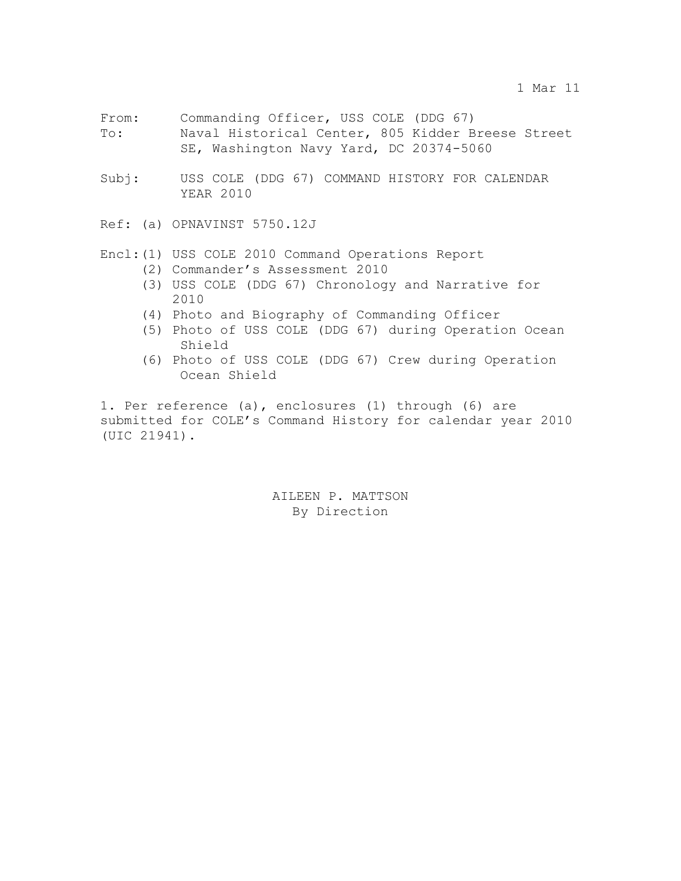1 Mar 11

From: Commanding Officer, USS COLE (DDG 67)
To: Naval Historical Center, 805 Kidder Breese Street SE, Washington Navy Yard, DC 20374-5060

Subj: USS COLE (DDG 67) COMMAND HISTORY FOR CALENDAR YEAR 2010

Ref: (a) OPNAVINST 5750.12J

Encl: (1) USS COLE 2010 Command Operations Report
(2) Commander's Assessment 2010
(3) USS COLE (DDG 67) Chronology and Narrative for 2010
(4) Photo and Biography of Commanding Officer
(5) Photo of USS COLE (DDG 67) during Operation Ocean Shield
(6) Photo of USS COLE (DDG 67) Crew during Operation Ocean Shield

1. Per reference (a), enclosures (1) through (6) are submitted for COLE's Command History for calendar year 2010 (UIC 21941).

AILEEN P. MATTSON
By Direction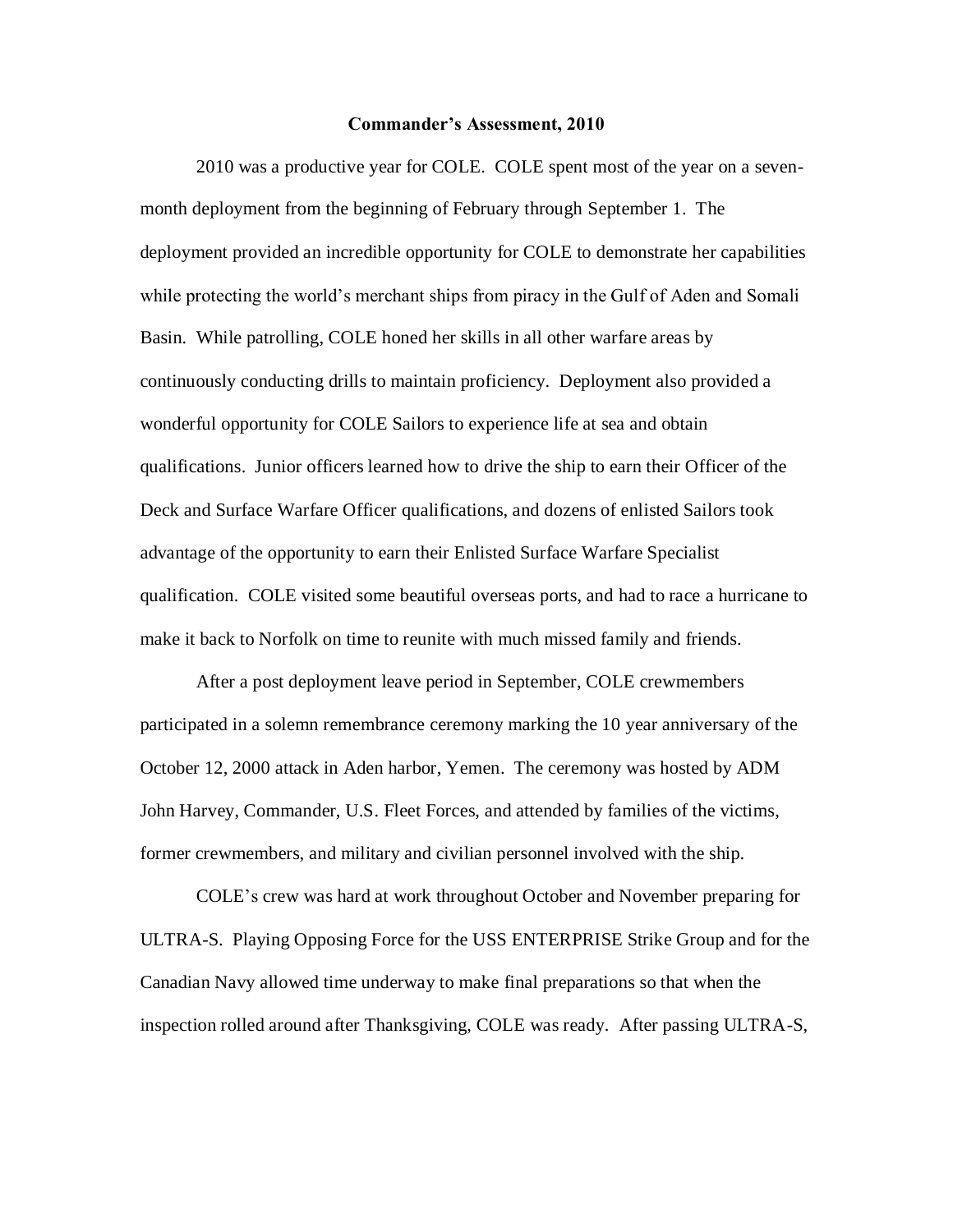**Commander's Assessment, 2010**

2010 was a productive year for COLE. COLE spent most of the year on a seven-month deployment from the beginning of February through September 1. The deployment provided an incredible opportunity for COLE to demonstrate her capabilities while protecting the world's merchant ships from piracy in the Gulf of Aden and Somali Basin. While patrolling, COLE honed her skills in all other warfare areas by continuously conducting drills to maintain proficiency. Deployment also provided a wonderful opportunity for COLE Sailors to experience life at sea and obtain qualifications. Junior officers learned how to drive the ship to earn their Officer of the Deck and Surface Warfare Officer qualifications, and dozens of enlisted Sailors took advantage of the opportunity to earn their Enlisted Surface Warfare Specialist qualification. COLE visited some beautiful overseas ports, and had to race a hurricane to make it back to Norfolk on time to reunite with much missed family and friends.

After a post deployment leave period in September, COLE crewmembers participated in a solemn remembrance ceremony marking the 10 year anniversary of the October 12, 2000 attack in Aden harbor, Yemen. The ceremony was hosted by ADM John Harvey, Commander, U.S. Fleet Forces, and attended by families of the victims, former crewmembers, and military and civilian personnel involved with the ship.

COLE's crew was hard at work throughout October and November preparing for ULTRA-S. Playing Opposing Force for the USS ENTERPRISE Strike Group and for the Canadian Navy allowed time underway to make final preparations so that when the inspection rolled around after Thanksgiving, COLE was ready. After passing ULTRA-S,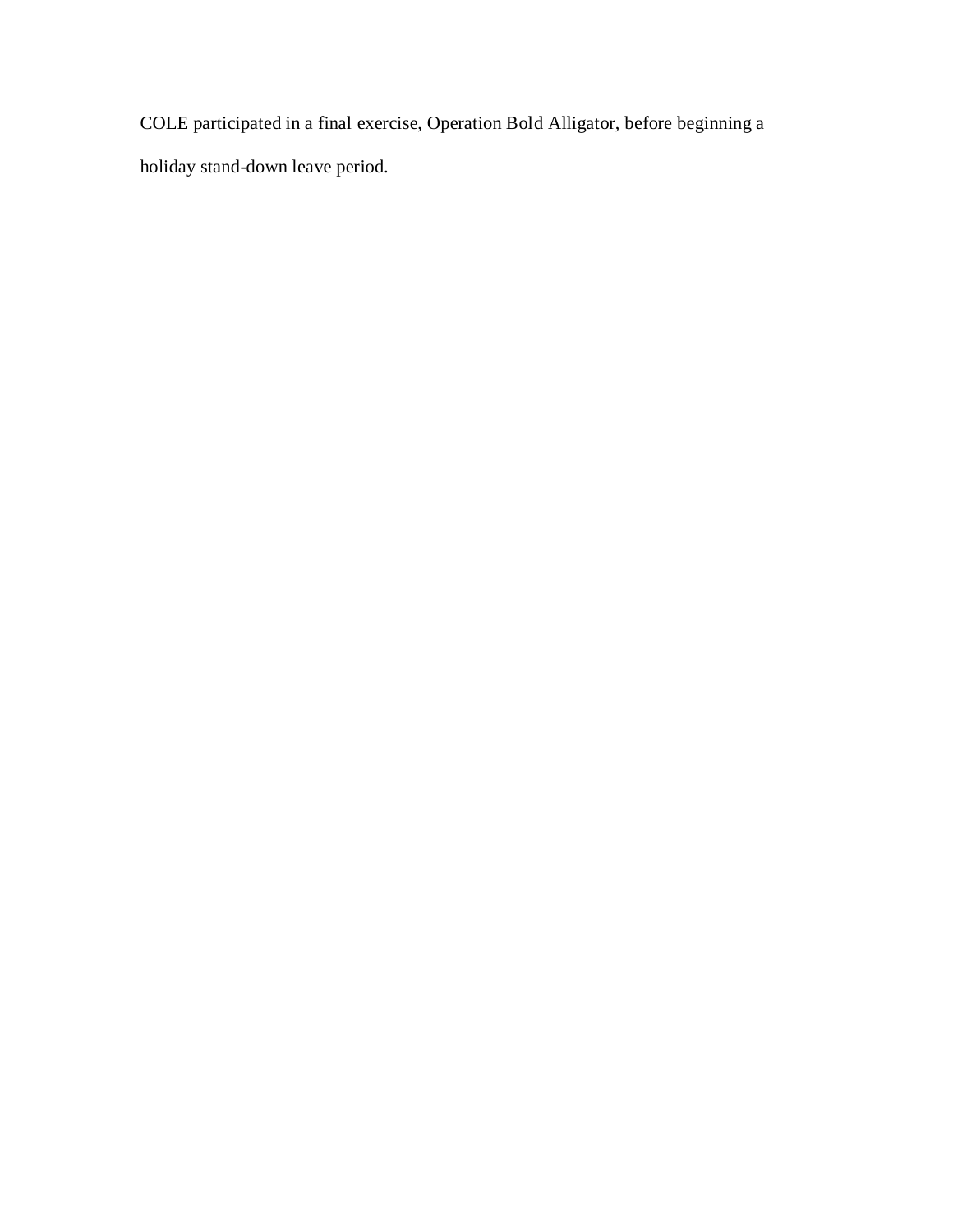COLE participated in a final exercise, Operation Bold Alligator, before beginning a holiday stand-down leave period.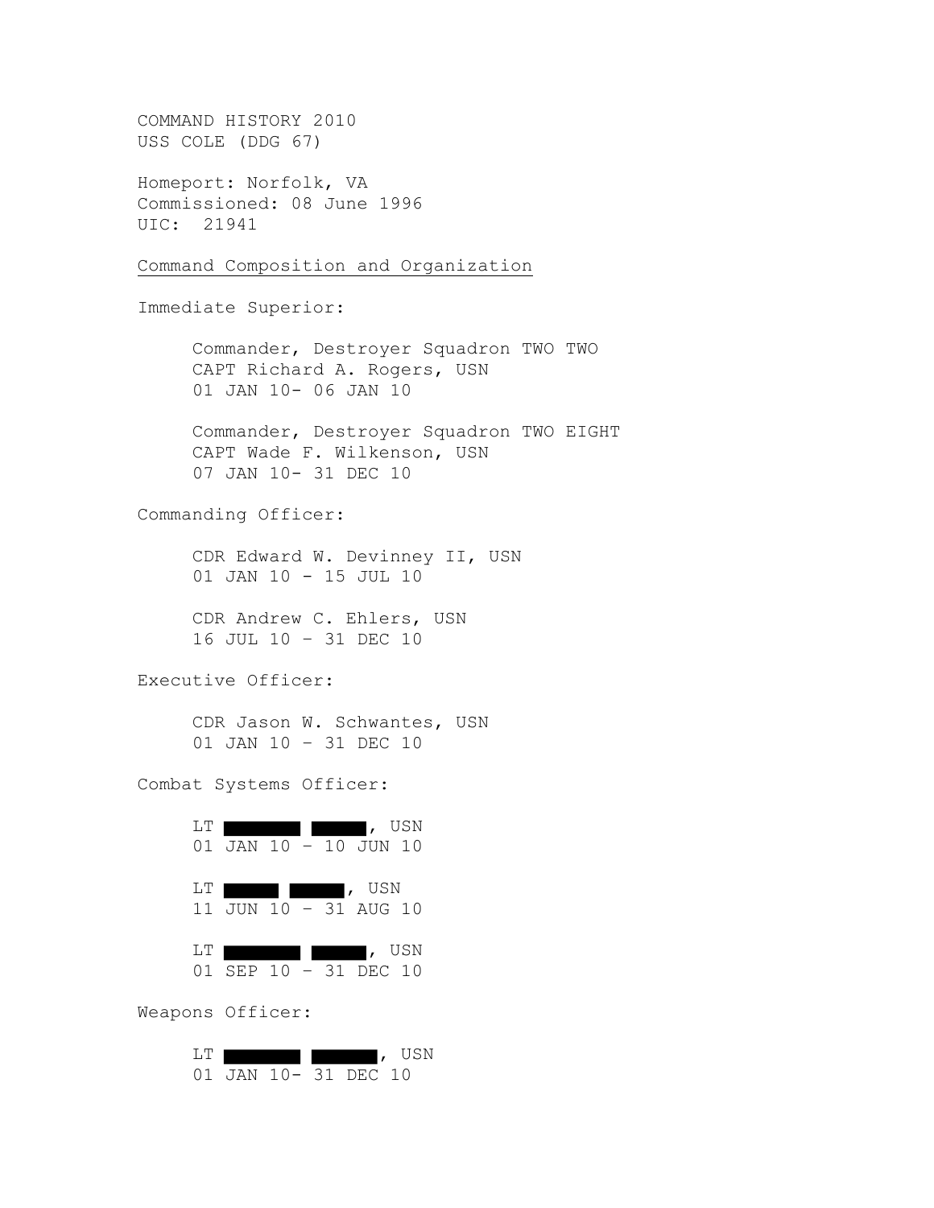COMMAND HISTORY 2010
USS COLE (DDG 67)

Homeport: Norfolk, VA
Commissioned: 08 June 1996
UIC: 21941

<u>Command Composition and Organization</u>

Immediate Superior:

> Commander, Destroyer Squadron TWO TWO
> CAPT Richard A. Rogers, USN
> 01 JAN 10- 06 JAN 10
>
> Commander, Destroyer Squadron TWO EIGHT
> CAPT Wade F. Wilkenson, USN
> 07 JAN 10- 31 DEC 10

Commanding Officer:

> CDR Edward W. Devinney II, USN
> 01 JAN 10 - 15 JUL 10
>
> CDR Andrew C. Ehlers, USN
> 16 JUL 10 – 31 DEC 10

Executive Officer:

> CDR Jason W. Schwantes, USN
> 01 JAN 10 – 31 DEC 10

Combat Systems Officer:

> LT ████████ ██████, USN
> 01 JAN 10 – 10 JUN 10
>
> LT ██████ ██████, USN
> 11 JUN 10 – 31 AUG 10
>
> LT ████████ ██████, USN
> 01 SEP 10 – 31 DEC 10

Weapons Officer:

> LT ████████ ███████, USN
> 01 JAN 10- 31 DEC 10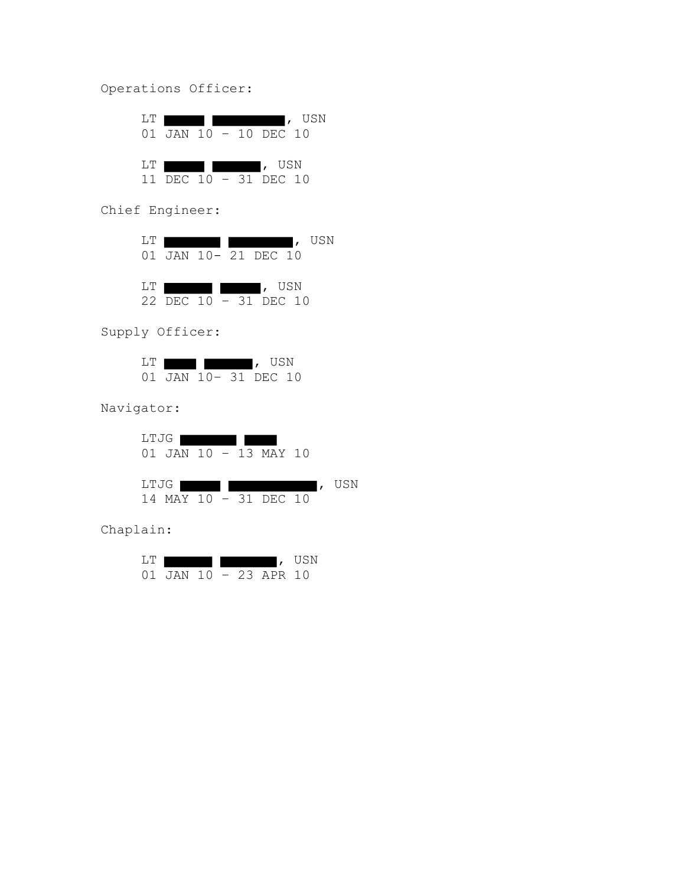Operations Officer:

LT ██████ ██████████, USN
01 JAN 10 – 10 DEC 10

LT ██████ ███████, USN
11 DEC 10 – 31 DEC 10

Chief Engineer:

LT ████████ █████████, USN
01 JAN 10- 21 DEC 10

LT ███████ ██████, USN
22 DEC 10 – 31 DEC 10

Supply Officer:

LT █████ ███████, USN
01 JAN 10- 31 DEC 10

Navigator:

LTJG ████████ █████
01 JAN 10 – 13 MAY 10

LTJG ██████ █████████████, USN
14 MAY 10 – 31 DEC 10

Chaplain:

LT ███████ ████████, USN
01 JAN 10 – 23 APR 10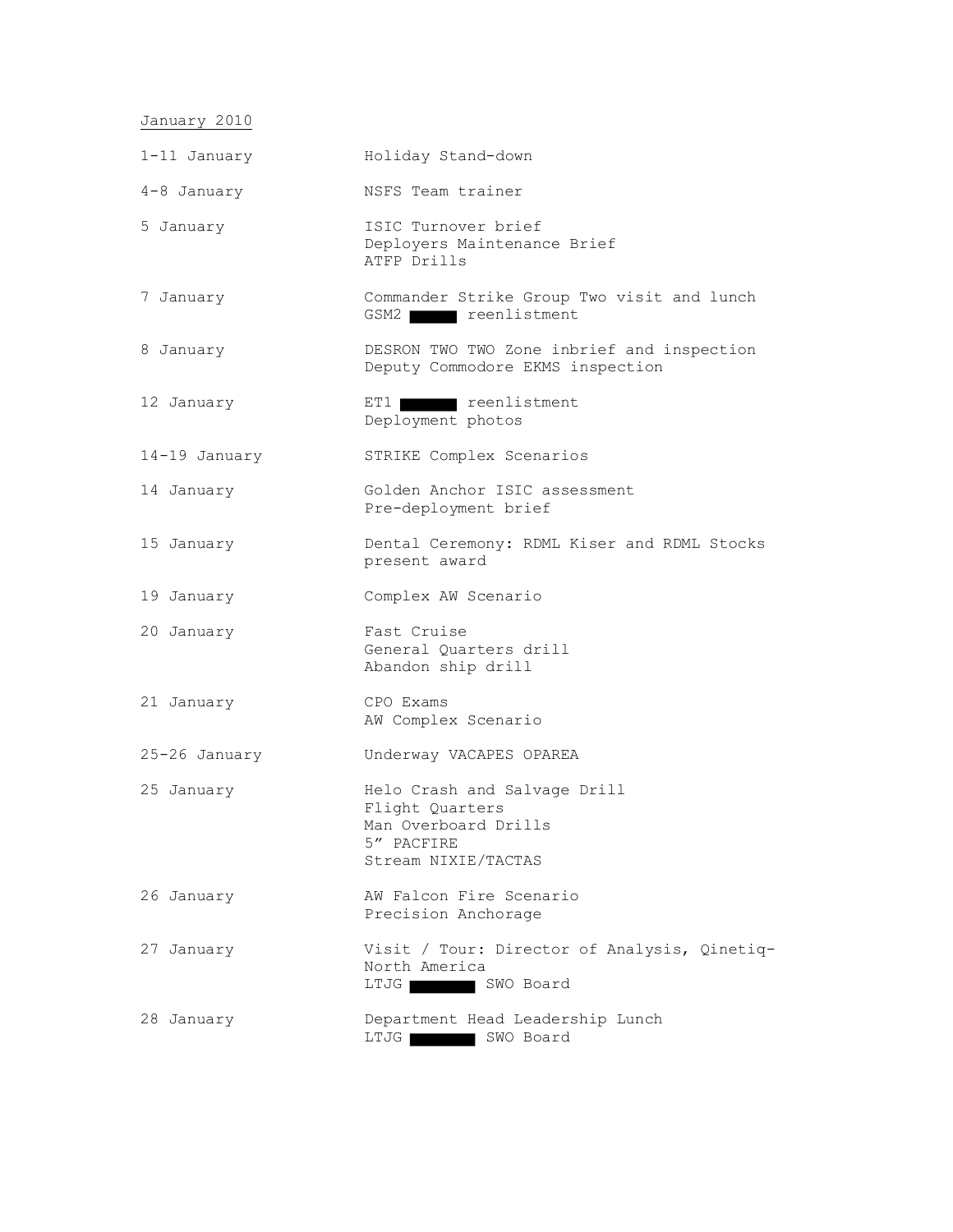<u>January 2010</u>

| | |
|---|---|
| 1-11 January | Holiday Stand-down |
| 4-8 January | NSFS Team trainer |
| 5 January | ISIC Turnover brief<br>Deployers Maintenance Brief<br>ATFP Drills |
| 7 January | Commander Strike Group Two visit and lunch<br>GSM2 ██████ reenlistment |
| 8 January | DESRON TWO TWO Zone inbrief and inspection<br>Deputy Commodore EKMS inspection |
| 12 January | ET1 ██████ reenlistment<br>Deployment photos |
| 14-19 January | STRIKE Complex Scenarios |
| 14 January | Golden Anchor ISIC assessment<br>Pre-deployment brief |
| 15 January | Dental Ceremony: RDML Kiser and RDML Stocks present award |
| 19 January | Complex AW Scenario |
| 20 January | Fast Cruise<br>General Quarters drill<br>Abandon ship drill |
| 21 January | CPO Exams<br>AW Complex Scenario |
| 25-26 January | Underway VACAPES OPAREA |
| 25 January | Helo Crash and Salvage Drill<br>Flight Quarters<br>Man Overboard Drills<br>5" PACFIRE<br>Stream NIXIE/TACTAS |
| 26 January | AW Falcon Fire Scenario<br>Precision Anchorage |
| 27 January | Visit / Tour: Director of Analysis, Qinetiq-North America<br>LTJG ██████ SWO Board |
| 28 January | Department Head Leadership Lunch<br>LTJG ██████ SWO Board |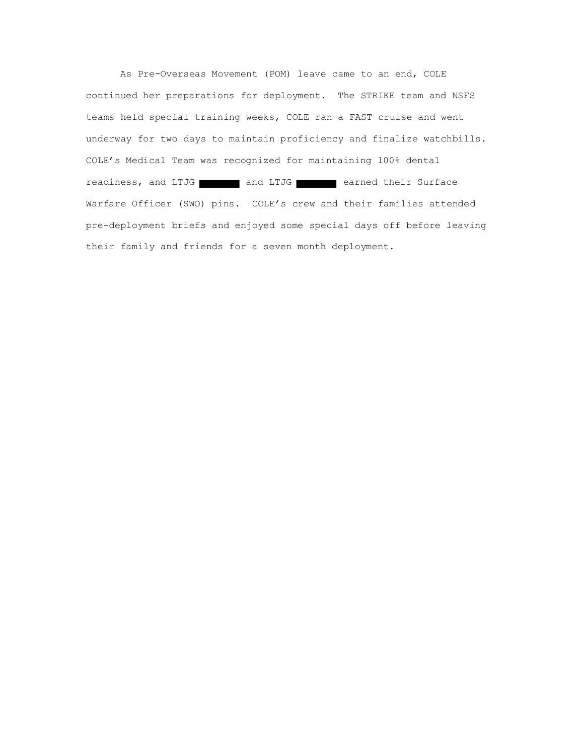As Pre-Overseas Movement (POM) leave came to an end, COLE continued her preparations for deployment. The STRIKE team and NSFS teams held special training weeks, COLE ran a FAST cruise and went underway for two days to maintain proficiency and finalize watchbills. COLE's Medical Team was recognized for maintaining 100% dental readiness, and LTJG ████ and LTJG ████ earned their Surface Warfare Officer (SWO) pins. COLE's crew and their families attended pre-deployment briefs and enjoyed some special days off before leaving their family and friends for a seven month deployment.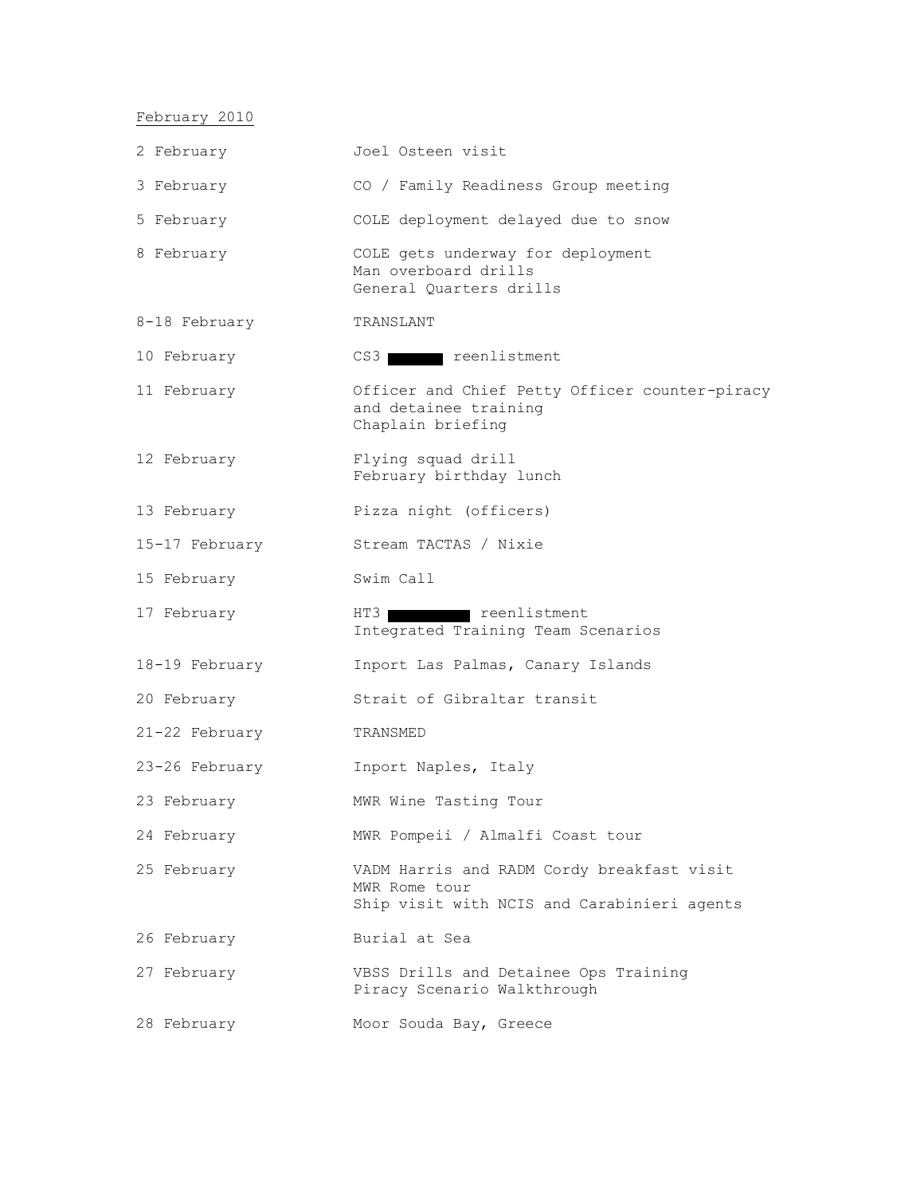February 2010

| | |
|---|---|
| 2 February | Joel Osteen visit |
| 3 February | CO / Family Readiness Group meeting |
| 5 February | COLE deployment delayed due to snow |
| 8 February | COLE gets underway for deployment<br>Man overboard drills<br>General Quarters drills |
| 8-18 February | TRANSLANT |
| 10 February | CS3 ████ reenlistment |
| 11 February | Officer and Chief Petty Officer counter-piracy and detainee training<br>Chaplain briefing |
| 12 February | Flying squad drill<br>February birthday lunch |
| 13 February | Pizza night (officers) |
| 15-17 February | Stream TACTAS / Nixie |
| 15 February | Swim Call |
| 17 February | HT3 ████ reenlistment<br>Integrated Training Team Scenarios |
| 18-19 February | Inport Las Palmas, Canary Islands |
| 20 February | Strait of Gibraltar transit |
| 21-22 February | TRANSMED |
| 23-26 February | Inport Naples, Italy |
| 23 February | MWR Wine Tasting Tour |
| 24 February | MWR Pompeii / Almalfi Coast tour |
| 25 February | VADM Harris and RADM Cordy breakfast visit<br>MWR Rome tour<br>Ship visit with NCIS and Carabinieri agents |
| 26 February | Burial at Sea |
| 27 February | VBSS Drills and Detainee Ops Training<br>Piracy Scenario Walkthrough |
| 28 February | Moor Souda Bay, Greece |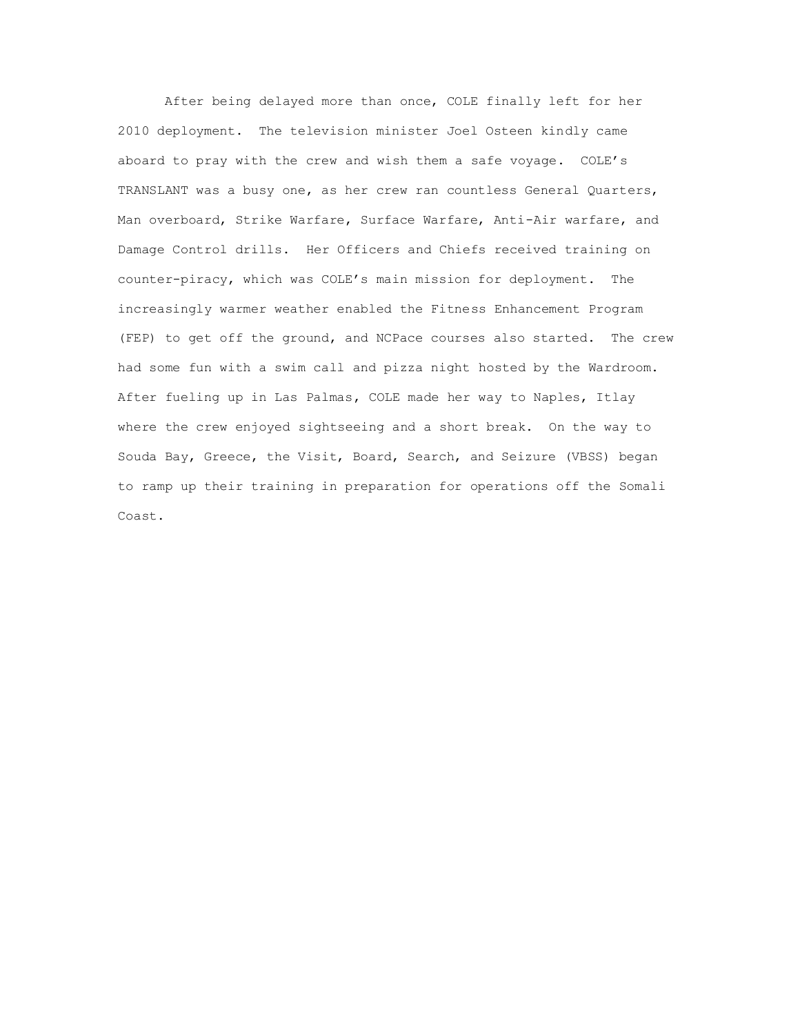After being delayed more than once, COLE finally left for her 2010 deployment. The television minister Joel Osteen kindly came aboard to pray with the crew and wish them a safe voyage. COLE's TRANSLANT was a busy one, as her crew ran countless General Quarters, Man overboard, Strike Warfare, Surface Warfare, Anti-Air warfare, and Damage Control drills. Her Officers and Chiefs received training on counter-piracy, which was COLE's main mission for deployment. The increasingly warmer weather enabled the Fitness Enhancement Program (FEP) to get off the ground, and NCPace courses also started. The crew had some fun with a swim call and pizza night hosted by the Wardroom. After fueling up in Las Palmas, COLE made her way to Naples, Itlay where the crew enjoyed sightseeing and a short break. On the way to Souda Bay, Greece, the Visit, Board, Search, and Seizure (VBSS) began to ramp up their training in preparation for operations off the Somali Coast.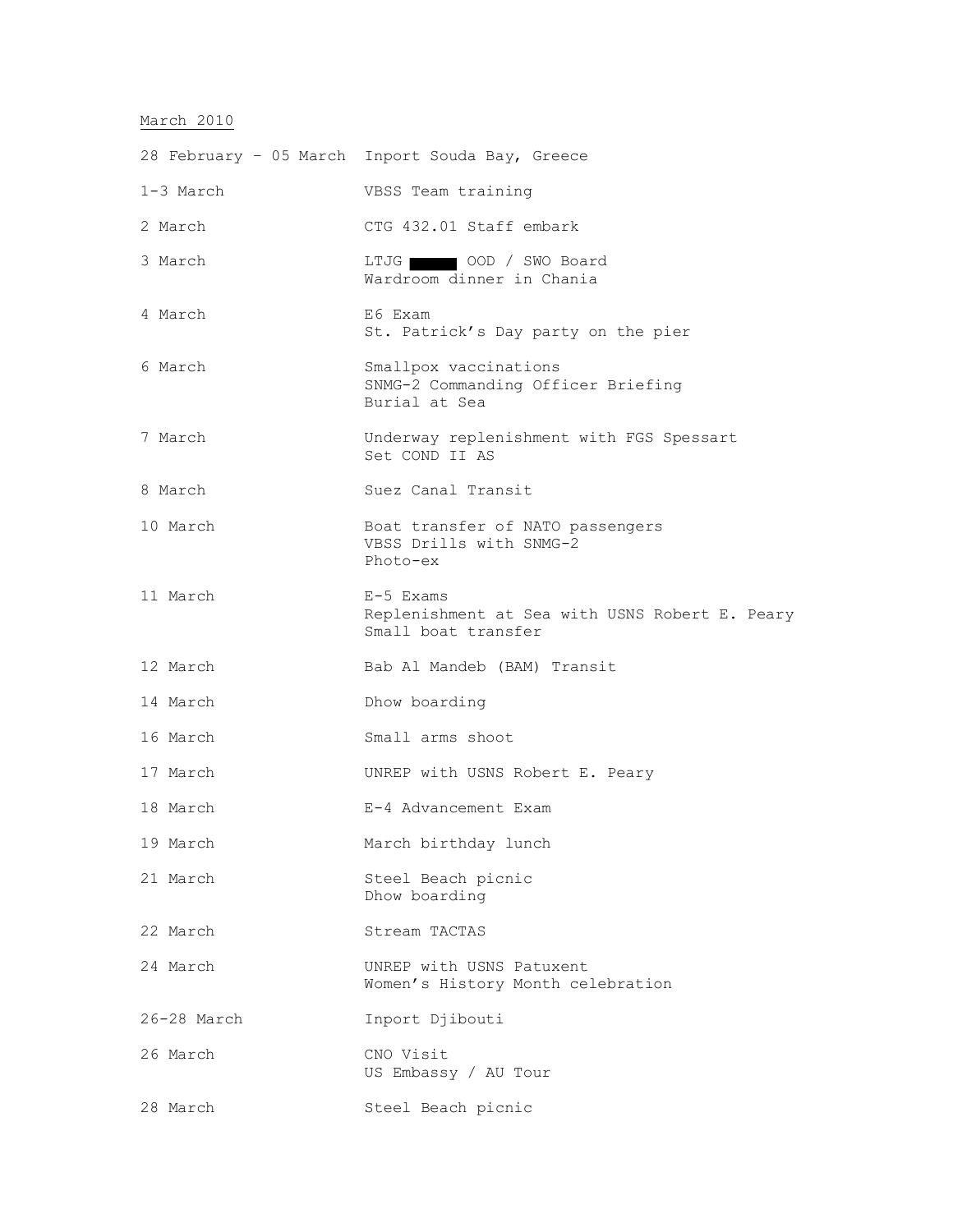<u>March 2010</u>

| | |
|---|---|
| 28 February – 05 March | Inport Souda Bay, Greece |
| 1-3 March | VBSS Team training |
| 2 March | CTG 432.01 Staff embark |
| 3 March | LTJG ████ OOD / SWO Board<br>Wardroom dinner in Chania |
| 4 March | E6 Exam<br>St. Patrick's Day party on the pier |
| 6 March | Smallpox vaccinations<br>SNMG-2 Commanding Officer Briefing<br>Burial at Sea |
| 7 March | Underway replenishment with FGS Spessart<br>Set COND II AS |
| 8 March | Suez Canal Transit |
| 10 March | Boat transfer of NATO passengers<br>VBSS Drills with SNMG-2<br>Photo-ex |
| 11 March | E-5 Exams<br>Replenishment at Sea with USNS Robert E. Peary<br>Small boat transfer |
| 12 March | Bab Al Mandeb (BAM) Transit |
| 14 March | Dhow boarding |
| 16 March | Small arms shoot |
| 17 March | UNREP with USNS Robert E. Peary |
| 18 March | E-4 Advancement Exam |
| 19 March | March birthday lunch |
| 21 March | Steel Beach picnic<br>Dhow boarding |
| 22 March | Stream TACTAS |
| 24 March | UNREP with USNS Patuxent<br>Women's History Month celebration |
| 26-28 March | Inport Djibouti |
| 26 March | CNO Visit<br>US Embassy / AU Tour |
| 28 March | Steel Beach picnic |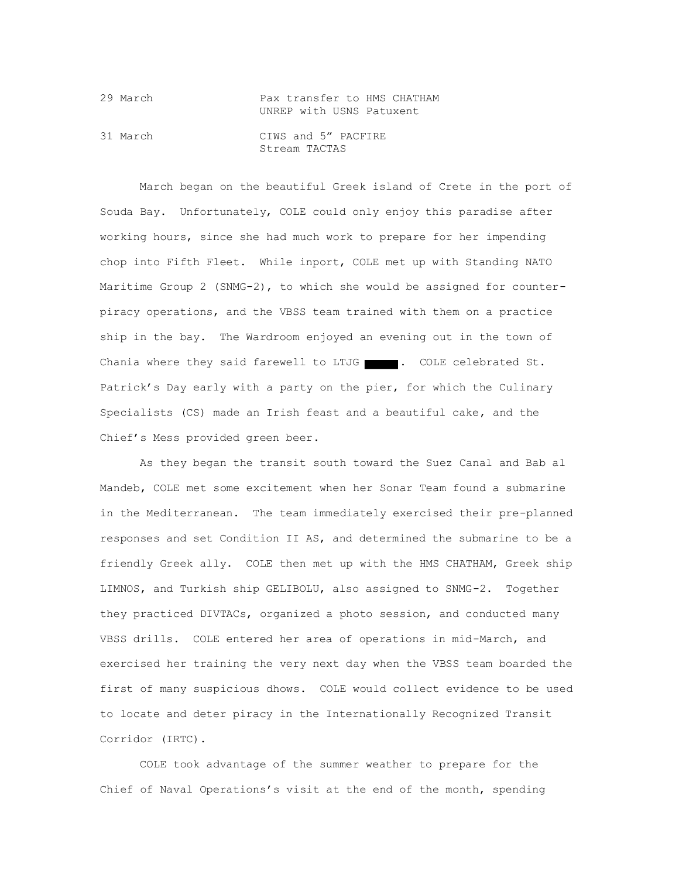| | |
|---|---|
| 29 March | Pax transfer to HMS CHATHAM<br>UNREP with USNS Patuxent |
| 31 March | CIWS and 5" PACFIRE<br>Stream TACTAS |

March began on the beautiful Greek island of Crete in the port of Souda Bay. Unfortunately, COLE could only enjoy this paradise after working hours, since she had much work to prepare for her impending chop into Fifth Fleet. While inport, COLE met up with Standing NATO Maritime Group 2 (SNMG-2), to which she would be assigned for counter-piracy operations, and the VBSS team trained with them on a practice ship in the bay. The Wardroom enjoyed an evening out in the town of Chania where they said farewell to LTJG ████. COLE celebrated St. Patrick's Day early with a party on the pier, for which the Culinary Specialists (CS) made an Irish feast and a beautiful cake, and the Chief's Mess provided green beer.

As they began the transit south toward the Suez Canal and Bab al Mandeb, COLE met some excitement when her Sonar Team found a submarine in the Mediterranean. The team immediately exercised their pre-planned responses and set Condition II AS, and determined the submarine to be a friendly Greek ally. COLE then met up with the HMS CHATHAM, Greek ship LIMNOS, and Turkish ship GELIBOLU, also assigned to SNMG-2. Together they practiced DIVTACs, organized a photo session, and conducted many VBSS drills. COLE entered her area of operations in mid-March, and exercised her training the very next day when the VBSS team boarded the first of many suspicious dhows. COLE would collect evidence to be used to locate and deter piracy in the Internationally Recognized Transit Corridor (IRTC).

COLE took advantage of the summer weather to prepare for the Chief of Naval Operations's visit at the end of the month, spending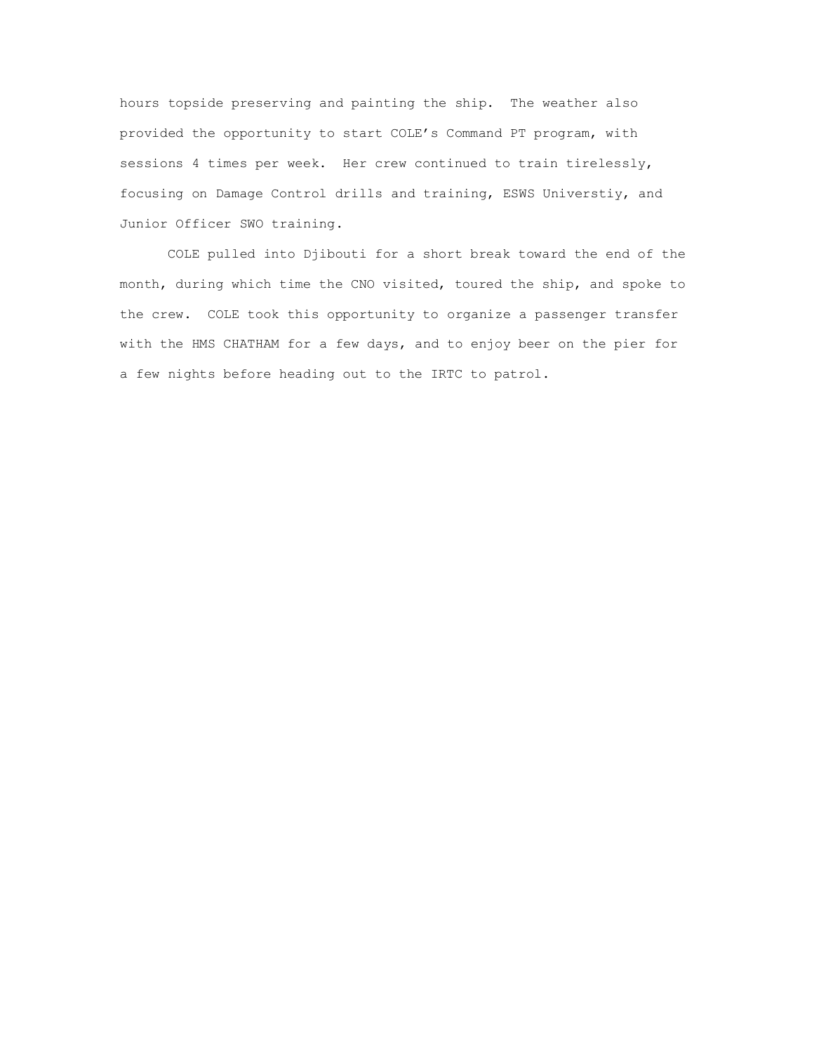hours topside preserving and painting the ship. The weather also provided the opportunity to start COLE's Command PT program, with sessions 4 times per week. Her crew continued to train tirelessly, focusing on Damage Control drills and training, ESWS Universtiy, and Junior Officer SWO training.

COLE pulled into Djibouti for a short break toward the end of the month, during which time the CNO visited, toured the ship, and spoke to the crew. COLE took this opportunity to organize a passenger transfer with the HMS CHATHAM for a few days, and to enjoy beer on the pier for a few nights before heading out to the IRTC to patrol.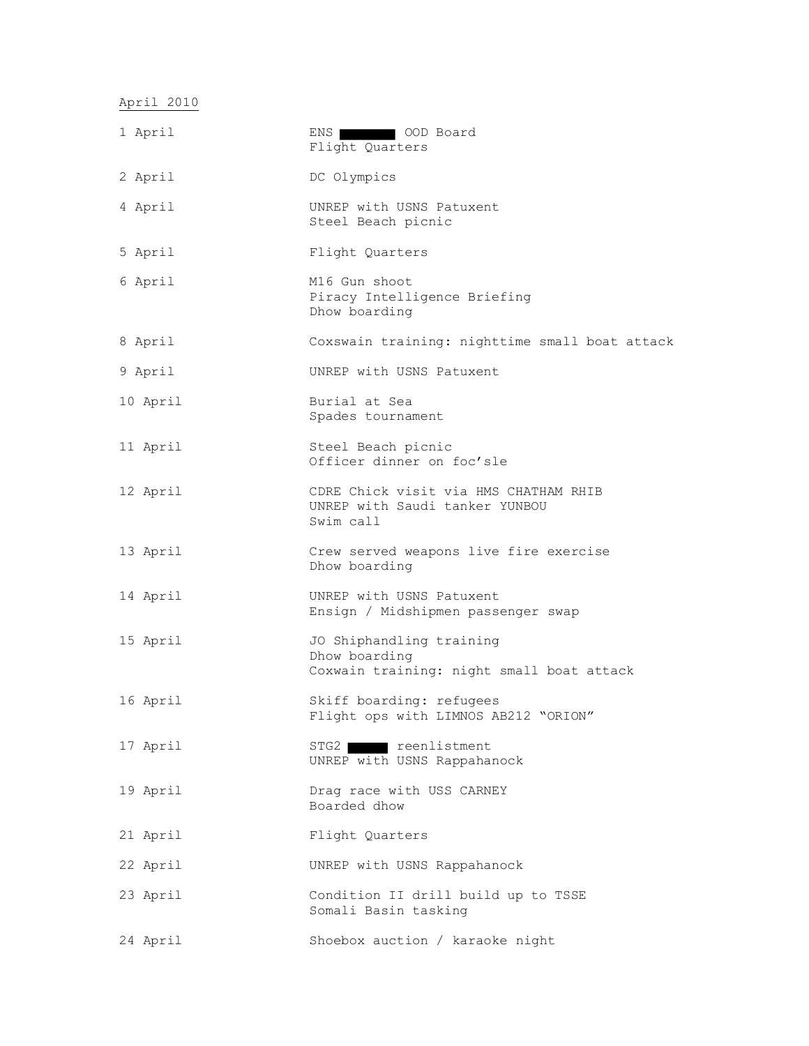<u>April 2010</u>

| | |
|---|---|
| 1 April | ENS ████ OOD Board<br>Flight Quarters |
| 2 April | DC Olympics |
| 4 April | UNREP with USNS Patuxent<br>Steel Beach picnic |
| 5 April | Flight Quarters |
| 6 April | M16 Gun shoot<br>Piracy Intelligence Briefing<br>Dhow boarding |
| 8 April | Coxswain training: nighttime small boat attack |
| 9 April | UNREP with USNS Patuxent |
| 10 April | Burial at Sea<br>Spades tournament |
| 11 April | Steel Beach picnic<br>Officer dinner on foc'sle |
| 12 April | CDRE Chick visit via HMS CHATHAM RHIB<br>UNREP with Saudi tanker YUNBOU<br>Swim call |
| 13 April | Crew served weapons live fire exercise<br>Dhow boarding |
| 14 April | UNREP with USNS Patuxent<br>Ensign / Midshipmen passenger swap |
| 15 April | JO Shiphandling training<br>Dhow boarding<br>Coxwain training: night small boat attack |
| 16 April | Skiff boarding: refugees<br>Flight ops with LIMNOS AB212 "ORION" |
| 17 April | STG2 ████ reenlistment<br>UNREP with USNS Rappahanock |
| 19 April | Drag race with USS CARNEY<br>Boarded dhow |
| 21 April | Flight Quarters |
| 22 April | UNREP with USNS Rappahanock |
| 23 April | Condition II drill build up to TSSE<br>Somali Basin tasking |
| 24 April | Shoebox auction / karaoke night |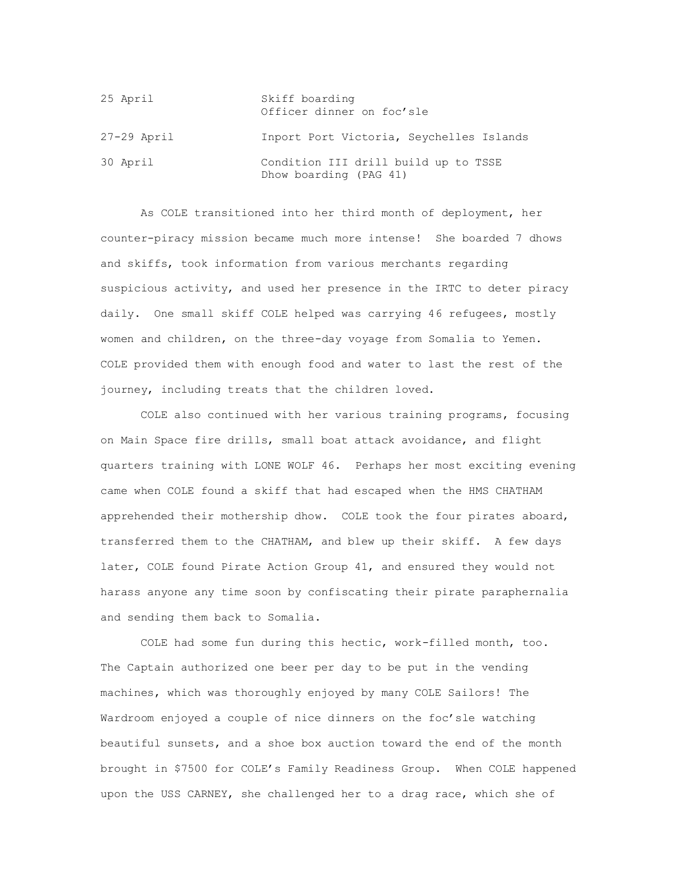| | |
|---|---|
| 25 April | Skiff boarding<br>Officer dinner on foc'sle |
| 27-29 April | Inport Port Victoria, Seychelles Islands |
| 30 April | Condition III drill build up to TSSE<br>Dhow boarding (PAG 41) |

As COLE transitioned into her third month of deployment, her counter-piracy mission became much more intense! She boarded 7 dhows and skiffs, took information from various merchants regarding suspicious activity, and used her presence in the IRTC to deter piracy daily. One small skiff COLE helped was carrying 46 refugees, mostly women and children, on the three-day voyage from Somalia to Yemen. COLE provided them with enough food and water to last the rest of the journey, including treats that the children loved.

COLE also continued with her various training programs, focusing on Main Space fire drills, small boat attack avoidance, and flight quarters training with LONE WOLF 46. Perhaps her most exciting evening came when COLE found a skiff that had escaped when the HMS CHATHAM apprehended their mothership dhow. COLE took the four pirates aboard, transferred them to the CHATHAM, and blew up their skiff. A few days later, COLE found Pirate Action Group 41, and ensured they would not harass anyone any time soon by confiscating their pirate paraphernalia and sending them back to Somalia.

COLE had some fun during this hectic, work-filled month, too. The Captain authorized one beer per day to be put in the vending machines, which was thoroughly enjoyed by many COLE Sailors! The Wardroom enjoyed a couple of nice dinners on the foc'sle watching beautiful sunsets, and a shoe box auction toward the end of the month brought in $7500 for COLE's Family Readiness Group. When COLE happened upon the USS CARNEY, she challenged her to a drag race, which she of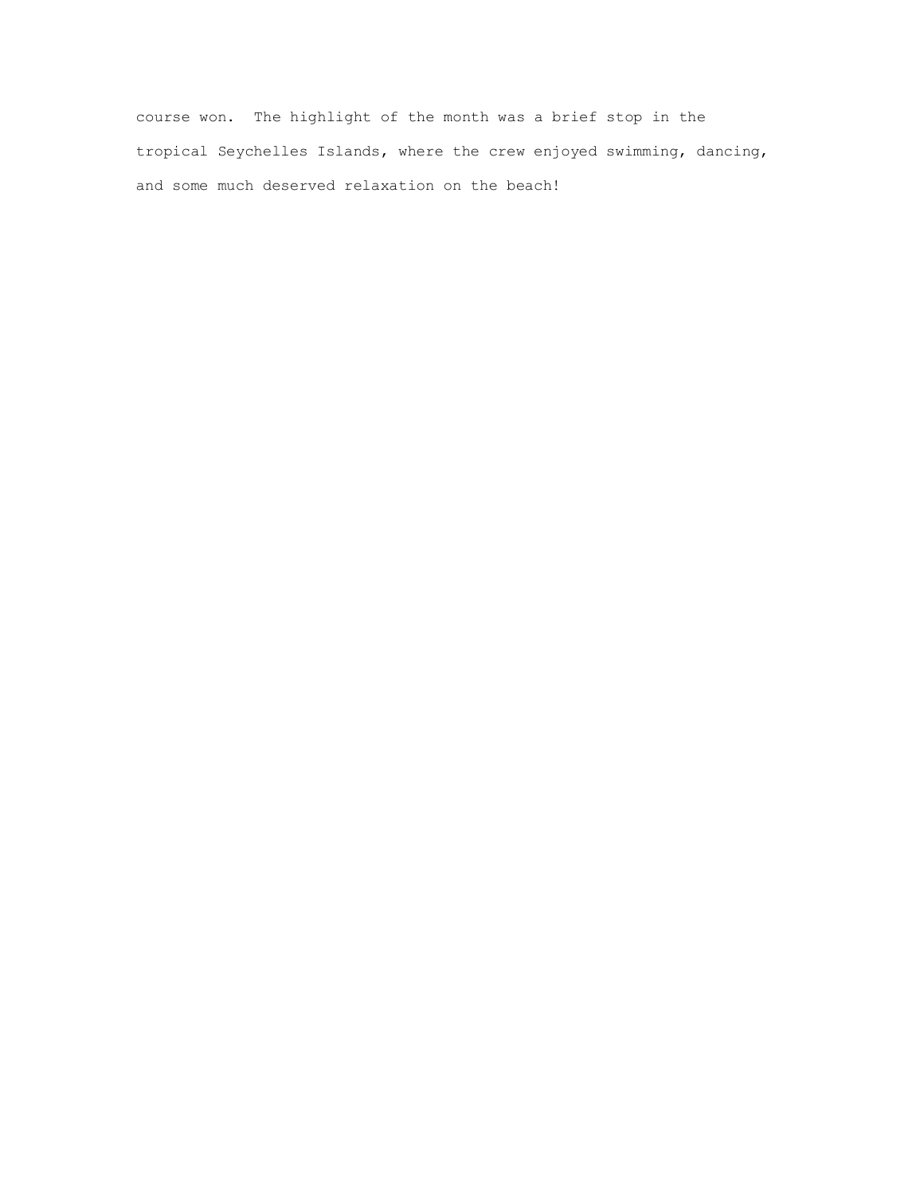course won.  The highlight of the month was a brief stop in the tropical Seychelles Islands, where the crew enjoyed swimming, dancing, and some much deserved relaxation on the beach!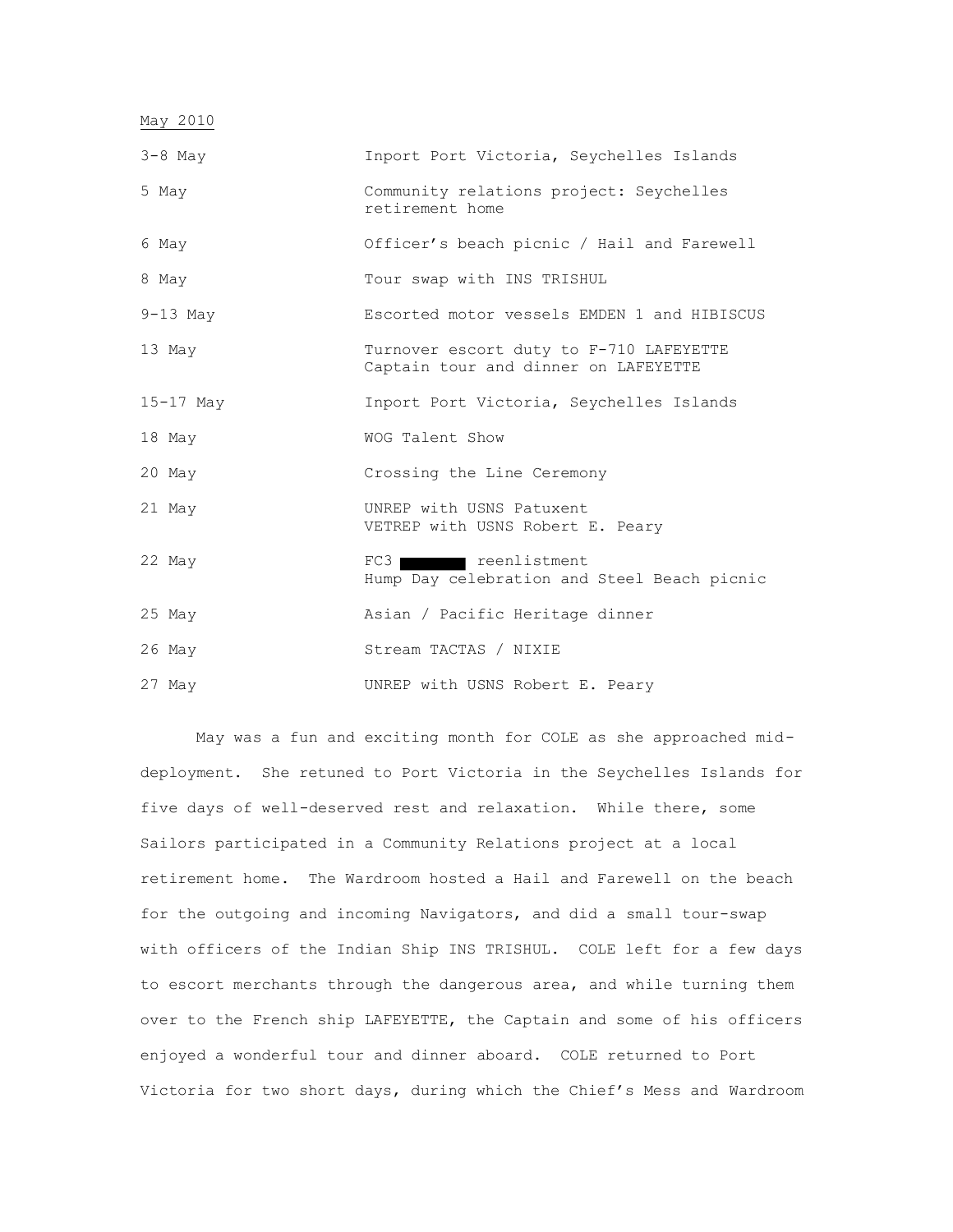May 2010

| | |
|---|---|
| 3-8 May | Inport Port Victoria, Seychelles Islands |
| 5 May | Community relations project: Seychelles retirement home |
| 6 May | Officer's beach picnic / Hail and Farewell |
| 8 May | Tour swap with INS TRISHUL |
| 9-13 May | Escorted motor vessels EMDEN 1 and HIBISCUS |
| 13 May | Turnover escort duty to F-710 LAFEYETTE<br>Captain tour and dinner on LAFEYETTE |
| 15-17 May | Inport Port Victoria, Seychelles Islands |
| 18 May | WOG Talent Show |
| 20 May | Crossing the Line Ceremony |
| 21 May | UNREP with USNS Patuxent<br>VETREP with USNS Robert E. Peary |
| 22 May | FC3 [redacted] reenlistment<br>Hump Day celebration and Steel Beach picnic |
| 25 May | Asian / Pacific Heritage dinner |
| 26 May | Stream TACTAS / NIXIE |
| 27 May | UNREP with USNS Robert E. Peary |

May was a fun and exciting month for COLE as she approached mid-deployment. She retuned to Port Victoria in the Seychelles Islands for five days of well-deserved rest and relaxation. While there, some Sailors participated in a Community Relations project at a local retirement home. The Wardroom hosted a Hail and Farewell on the beach for the outgoing and incoming Navigators, and did a small tour-swap with officers of the Indian Ship INS TRISHUL. COLE left for a few days to escort merchants through the dangerous area, and while turning them over to the French ship LAFEYETTE, the Captain and some of his officers enjoyed a wonderful tour and dinner aboard. COLE returned to Port Victoria for two short days, during which the Chief's Mess and Wardroom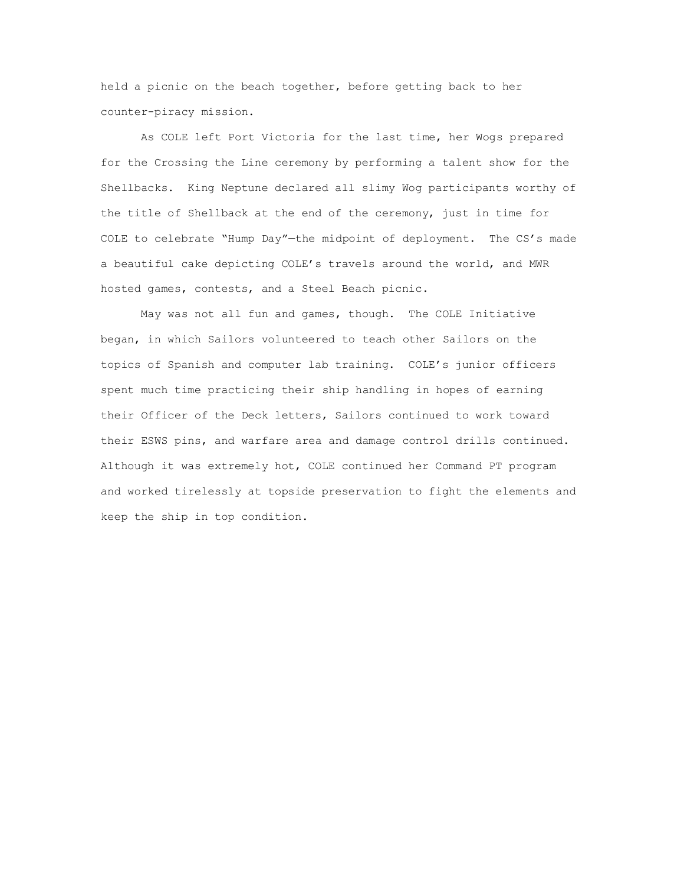held a picnic on the beach together, before getting back to her counter-piracy mission.

As COLE left Port Victoria for the last time, her Wogs prepared for the Crossing the Line ceremony by performing a talent show for the Shellbacks. King Neptune declared all slimy Wog participants worthy of the title of Shellback at the end of the ceremony, just in time for COLE to celebrate "Hump Day"—the midpoint of deployment. The CS's made a beautiful cake depicting COLE's travels around the world, and MWR hosted games, contests, and a Steel Beach picnic.

May was not all fun and games, though. The COLE Initiative began, in which Sailors volunteered to teach other Sailors on the topics of Spanish and computer lab training. COLE's junior officers spent much time practicing their ship handling in hopes of earning their Officer of the Deck letters, Sailors continued to work toward their ESWS pins, and warfare area and damage control drills continued. Although it was extremely hot, COLE continued her Command PT program and worked tirelessly at topside preservation to fight the elements and keep the ship in top condition.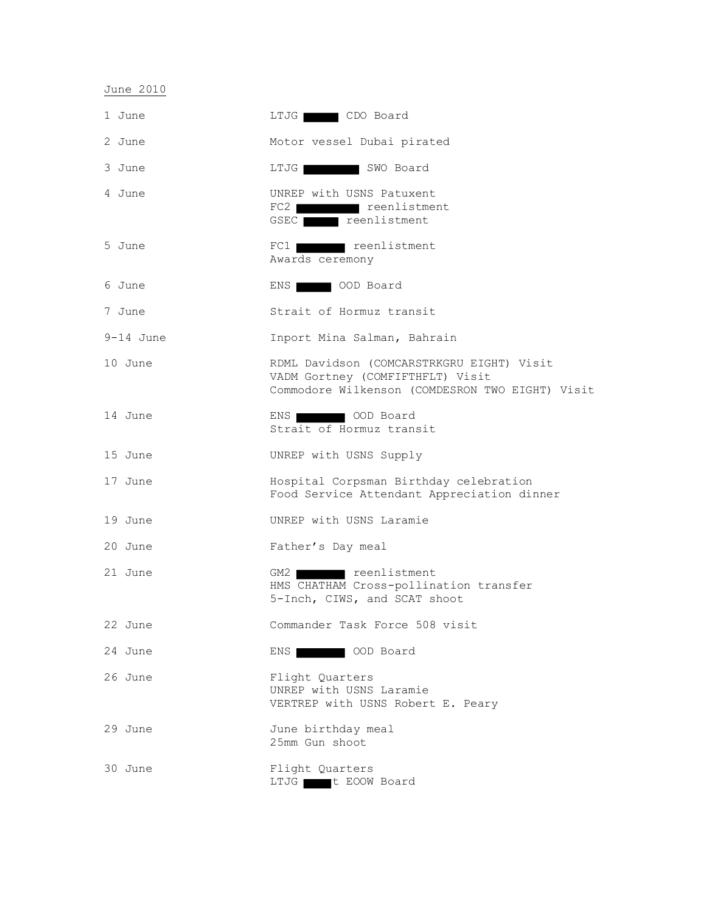June 2010

| | |
|---|---|
| 1 June | LTJG ▇▇▇▇ CDO Board |
| 2 June | Motor vessel Dubai pirated |
| 3 June | LTJG ▇▇▇▇ SWO Board |
| 4 June | UNREP with USNS Patuxent<br>FC2 ▇▇▇▇ reenlistment<br>GSEC ▇▇▇▇ reenlistment |
| 5 June | FC1 ▇▇▇▇ reenlistment<br>Awards ceremony |
| 6 June | ENS ▇▇▇▇ OOD Board |
| 7 June | Strait of Hormuz transit |
| 9-14 June | Inport Mina Salman, Bahrain |
| 10 June | RDML Davidson (COMCARSTRKGRU EIGHT) Visit<br>VADM Gortney (COMFIFTHFLT) Visit<br>Commodore Wilkenson (COMDESRON TWO EIGHT) Visit |
| 14 June | ENS ▇▇▇▇ OOD Board<br>Strait of Hormuz transit |
| 15 June | UNREP with USNS Supply |
| 17 June | Hospital Corpsman Birthday celebration<br>Food Service Attendant Appreciation dinner |
| 19 June | UNREP with USNS Laramie |
| 20 June | Father's Day meal |
| 21 June | GM2 ▇▇▇▇ reenlistment<br>HMS CHATHAM Cross-pollination transfer<br>5-Inch, CIWS, and SCAT shoot |
| 22 June | Commander Task Force 508 visit |
| 24 June | ENS ▇▇▇▇ OOD Board |
| 26 June | Flight Quarters<br>UNREP with USNS Laramie<br>VERTREP with USNS Robert E. Peary |
| 29 June | June birthday meal<br>25mm Gun shoot |
| 30 June | Flight Quarters<br>LTJG ▇▇▇▇t EOOW Board |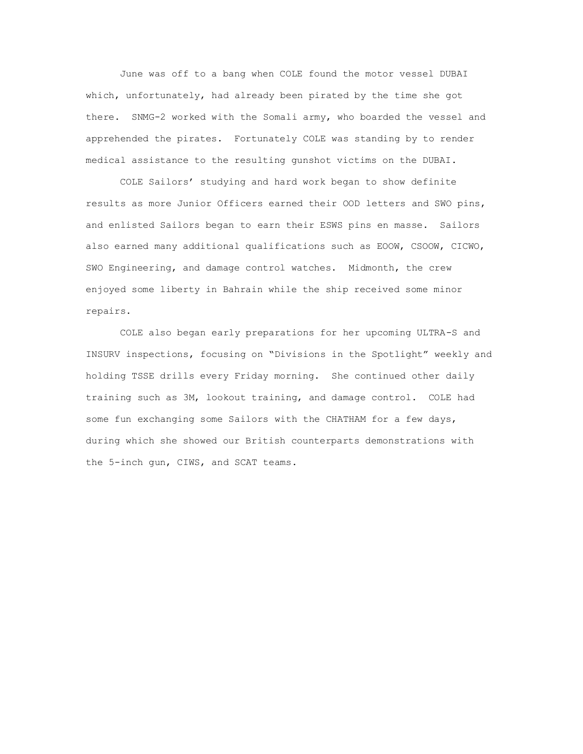June was off to a bang when COLE found the motor vessel DUBAI which, unfortunately, had already been pirated by the time she got there. SNMG-2 worked with the Somali army, who boarded the vessel and apprehended the pirates. Fortunately COLE was standing by to render medical assistance to the resulting gunshot victims on the DUBAI.

COLE Sailors' studying and hard work began to show definite results as more Junior Officers earned their OOD letters and SWO pins, and enlisted Sailors began to earn their ESWS pins en masse. Sailors also earned many additional qualifications such as EOOW, CSOOW, CICWO, SWO Engineering, and damage control watches. Midmonth, the crew enjoyed some liberty in Bahrain while the ship received some minor repairs.

COLE also began early preparations for her upcoming ULTRA-S and INSURV inspections, focusing on "Divisions in the Spotlight" weekly and holding TSSE drills every Friday morning. She continued other daily training such as 3M, lookout training, and damage control. COLE had some fun exchanging some Sailors with the CHATHAM for a few days, during which she showed our British counterparts demonstrations with the 5-inch gun, CIWS, and SCAT teams.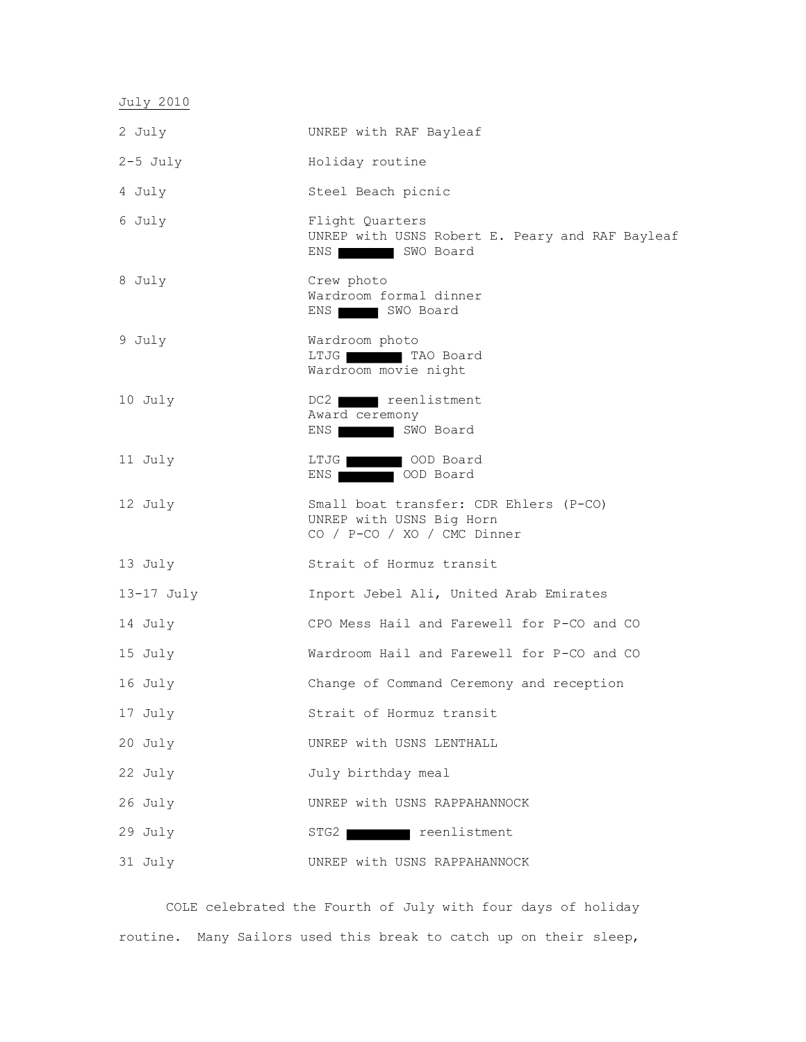July 2010

| | |
|---|---|
| 2 July | UNREP with RAF Bayleaf |
| 2-5 July | Holiday routine |
| 4 July | Steel Beach picnic |
| 6 July | Flight Quarters<br>UNREP with USNS Robert E. Peary and RAF Bayleaf<br>ENS ███ SWO Board |
| 8 July | Crew photo<br>Wardroom formal dinner<br>ENS ███ SWO Board |
| 9 July | Wardroom photo<br>LTJG ███ TAO Board<br>Wardroom movie night |
| 10 July | DC2 ███ reenlistment<br>Award ceremony<br>ENS ███ SWO Board |
| 11 July | LTJG ███ OOD Board<br>ENS ███ OOD Board |
| 12 July | Small boat transfer: CDR Ehlers (P-CO)<br>UNREP with USNS Big Horn<br>CO / P-CO / XO / CMC Dinner |
| 13 July | Strait of Hormuz transit |
| 13-17 July | Inport Jebel Ali, United Arab Emirates |
| 14 July | CPO Mess Hail and Farewell for P-CO and CO |
| 15 July | Wardroom Hail and Farewell for P-CO and CO |
| 16 July | Change of Command Ceremony and reception |
| 17 July | Strait of Hormuz transit |
| 20 July | UNREP with USNS LENTHALL |
| 22 July | July birthday meal |
| 26 July | UNREP with USNS RAPPAHANNOCK |
| 29 July | STG2 ███ reenlistment |
| 31 July | UNREP with USNS RAPPAHANNOCK |

COLE celebrated the Fourth of July with four days of holiday routine. Many Sailors used this break to catch up on their sleep,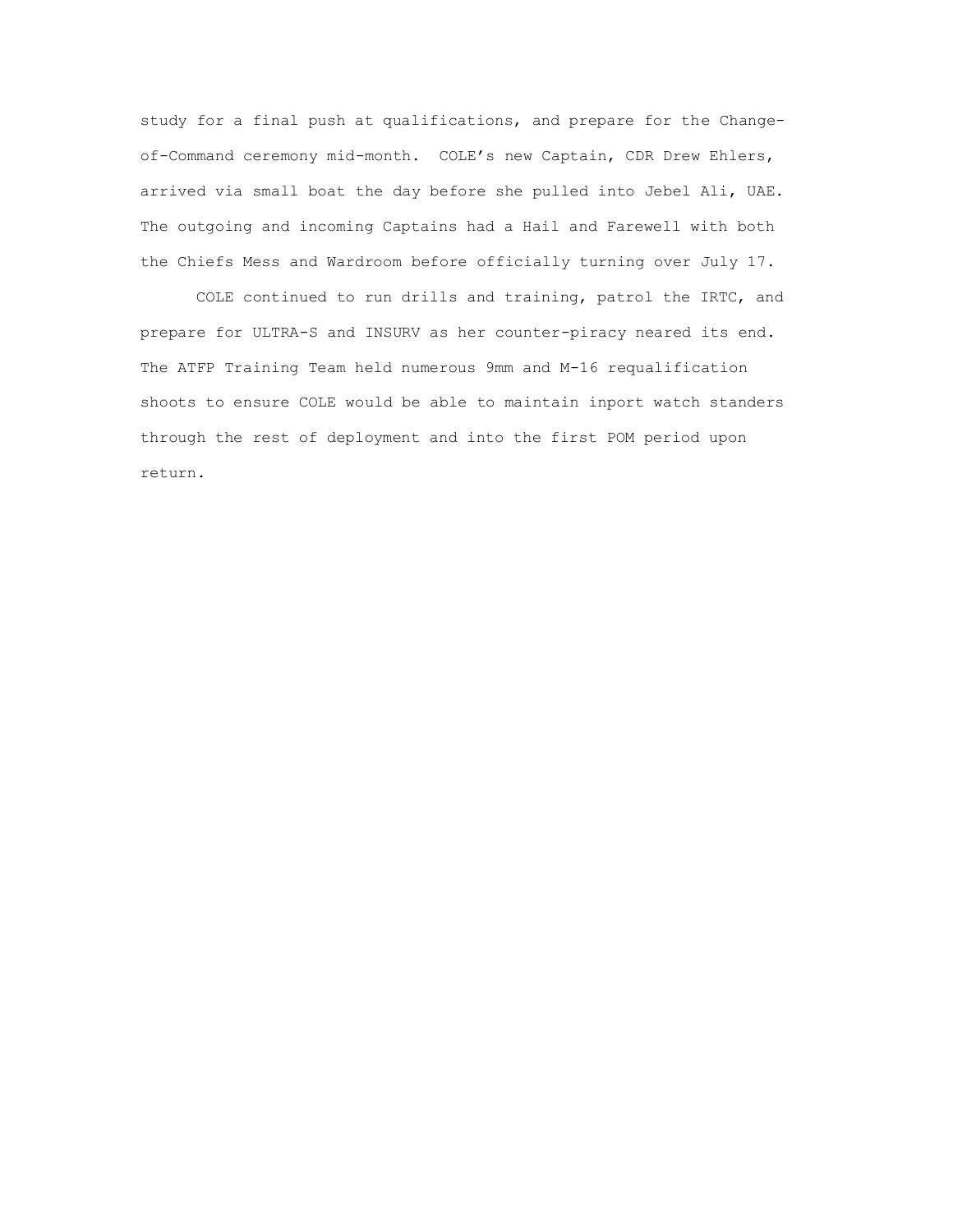study for a final push at qualifications, and prepare for the Change-of-Command ceremony mid-month. COLE's new Captain, CDR Drew Ehlers, arrived via small boat the day before she pulled into Jebel Ali, UAE. The outgoing and incoming Captains had a Hail and Farewell with both the Chiefs Mess and Wardroom before officially turning over July 17.

COLE continued to run drills and training, patrol the IRTC, and prepare for ULTRA-S and INSURV as her counter-piracy neared its end. The ATFP Training Team held numerous 9mm and M-16 requalification shoots to ensure COLE would be able to maintain inport watch standers through the rest of deployment and into the first POM period upon return.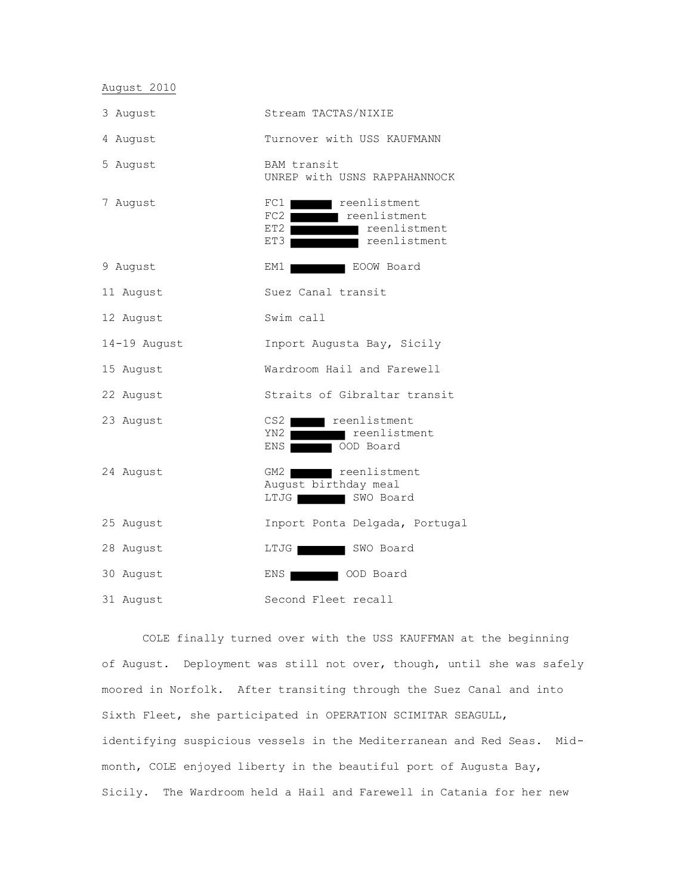August 2010

| | |
|---|---|
| 3 August | Stream TACTAS/NIXIE |
| 4 August | Turnover with USS KAUFMANN |
| 5 August | BAM transit<br>UNREP with USNS RAPPAHANNOCK |
| 7 August | FC1 ██████ reenlistment<br>FC2 ██████ reenlistment<br>ET2 ██████ reenlistment<br>ET3 ██████ reenlistment |
| 9 August | EM1 ██████ EOOW Board |
| 11 August | Suez Canal transit |
| 12 August | Swim call |
| 14-19 August | Inport Augusta Bay, Sicily |
| 15 August | Wardroom Hail and Farewell |
| 22 August | Straits of Gibraltar transit |
| 23 August | CS2 ██████ reenlistment<br>YN2 ██████ reenlistment<br>ENS ██████ OOD Board |
| 24 August | GM2 ██████ reenlistment<br>August birthday meal<br>LTJG ██████ SWO Board |
| 25 August | Inport Ponta Delgada, Portugal |
| 28 August | LTJG ██████ SWO Board |
| 30 August | ENS ██████ OOD Board |
| 31 August | Second Fleet recall |

COLE finally turned over with the USS KAUFFMAN at the beginning of August. Deployment was still not over, though, until she was safely moored in Norfolk. After transiting through the Suez Canal and into Sixth Fleet, she participated in OPERATION SCIMITAR SEAGULL, identifying suspicious vessels in the Mediterranean and Red Seas. Mid-month, COLE enjoyed liberty in the beautiful port of Augusta Bay, Sicily. The Wardroom held a Hail and Farewell in Catania for her new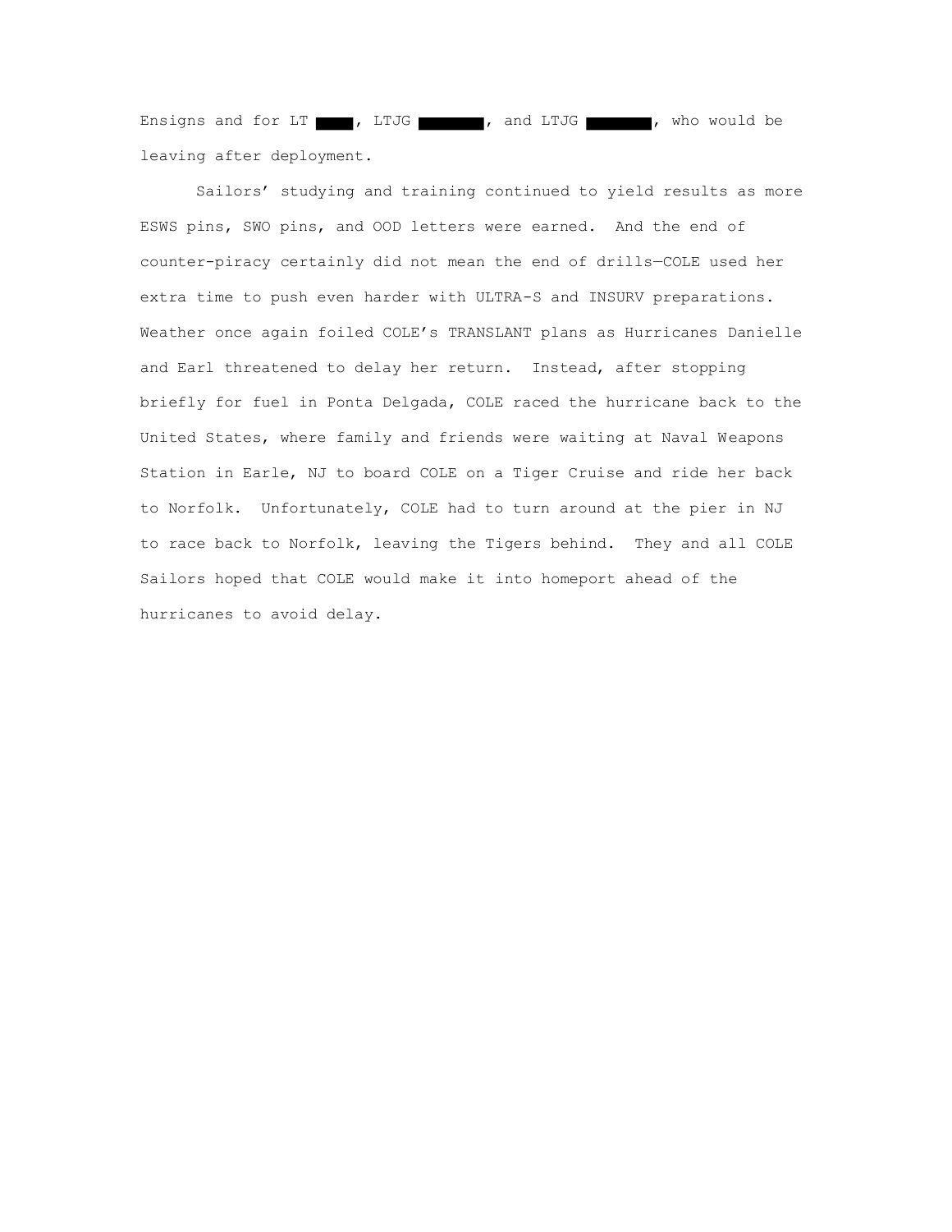Ensigns and for LT ████, LTJG ███████, and LTJG ███████, who would be leaving after deployment.

Sailors' studying and training continued to yield results as more ESWS pins, SWO pins, and OOD letters were earned. And the end of counter-piracy certainly did not mean the end of drills—COLE used her extra time to push even harder with ULTRA-S and INSURV preparations. Weather once again foiled COLE's TRANSLANT plans as Hurricanes Danielle and Earl threatened to delay her return. Instead, after stopping briefly for fuel in Ponta Delgada, COLE raced the hurricane back to the United States, where family and friends were waiting at Naval Weapons Station in Earle, NJ to board COLE on a Tiger Cruise and ride her back to Norfolk. Unfortunately, COLE had to turn around at the pier in NJ to race back to Norfolk, leaving the Tigers behind. They and all COLE Sailors hoped that COLE would make it into homeport ahead of the hurricanes to avoid delay.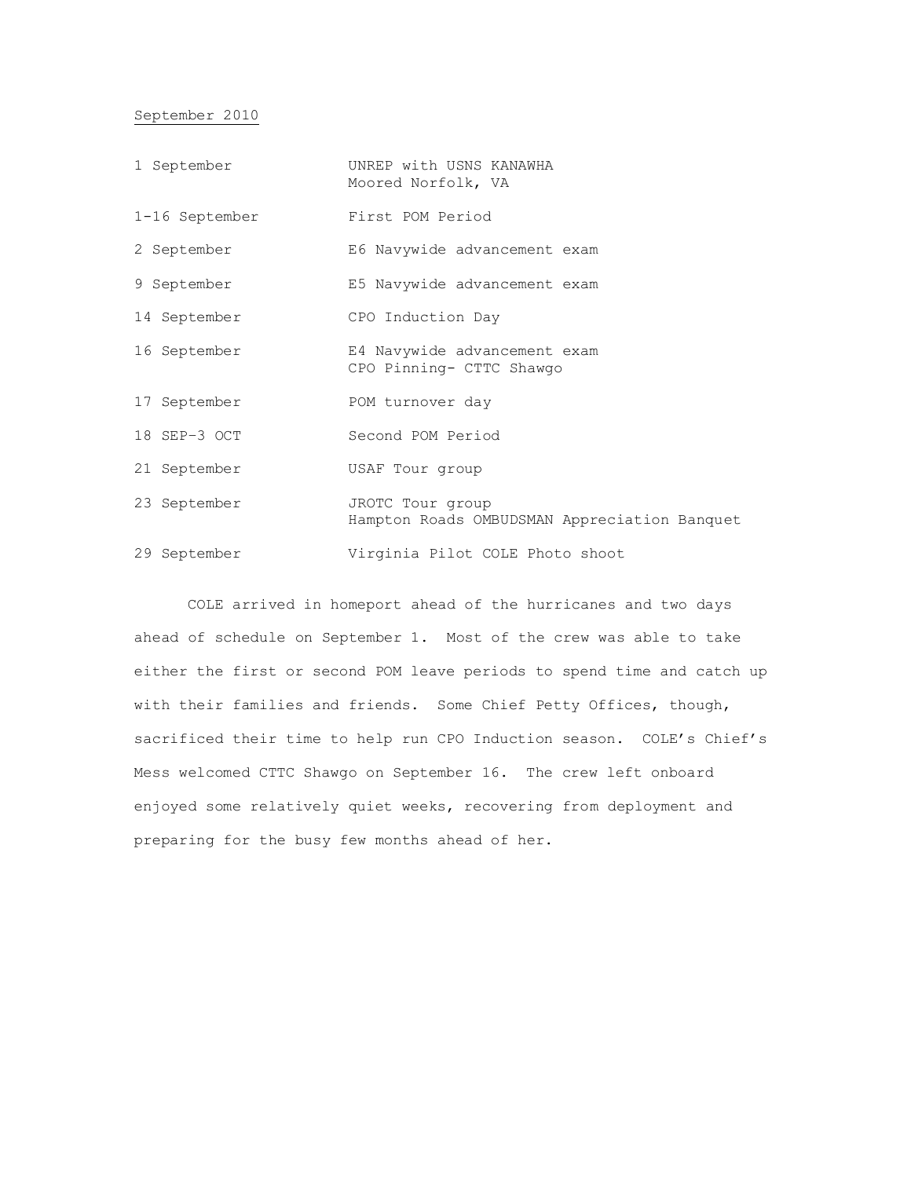September 2010

| | |
|---|---|
| 1 September | UNREP with USNS KANAWHA<br>Moored Norfolk, VA |
| 1-16 September | First POM Period |
| 2 September | E6 Navywide advancement exam |
| 9 September | E5 Navywide advancement exam |
| 14 September | CPO Induction Day |
| 16 September | E4 Navywide advancement exam<br>CPO Pinning- CTTC Shawgo |
| 17 September | POM turnover day |
| 18 SEP–3 OCT | Second POM Period |
| 21 September | USAF Tour group |
| 23 September | JROTC Tour group<br>Hampton Roads OMBUDSMAN Appreciation Banquet |
| 29 September | Virginia Pilot COLE Photo shoot |

COLE arrived in homeport ahead of the hurricanes and two days ahead of schedule on September 1. Most of the crew was able to take either the first or second POM leave periods to spend time and catch up with their families and friends. Some Chief Petty Offices, though, sacrificed their time to help run CPO Induction season. COLE's Chief's Mess welcomed CTTC Shawgo on September 16. The crew left onboard enjoyed some relatively quiet weeks, recovering from deployment and preparing for the busy few months ahead of her.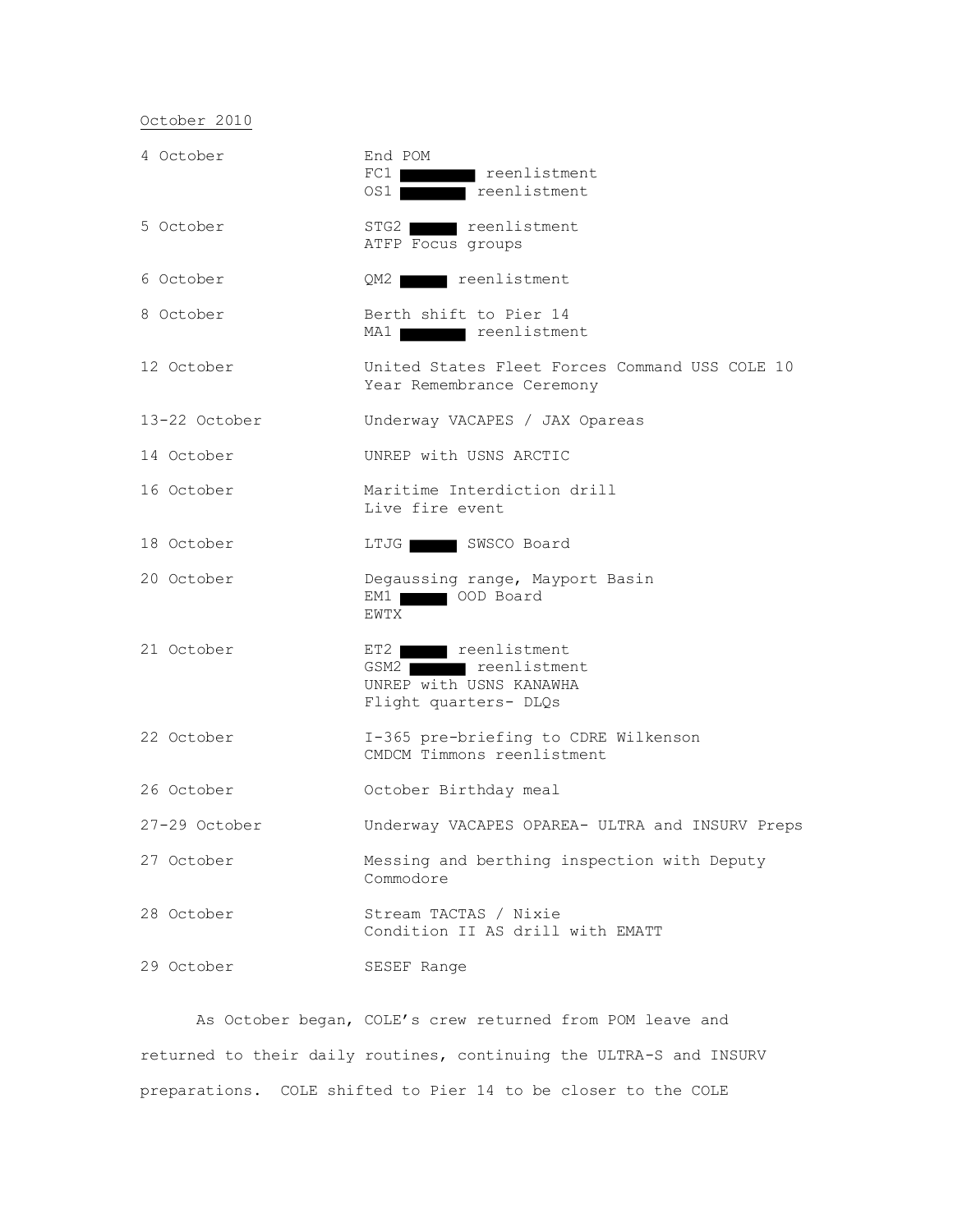October 2010

| | |
|---|---|
| 4 October | End POM<br>FC1 ████ reenlistment<br>OS1 ████ reenlistment |
| 5 October | STG2 ████ reenlistment<br>ATFP Focus groups |
| 6 October | QM2 ████ reenlistment |
| 8 October | Berth shift to Pier 14<br>MA1 ████ reenlistment |
| 12 October | United States Fleet Forces Command USS COLE 10 Year Remembrance Ceremony |
| 13-22 October | Underway VACAPES / JAX Opareas |
| 14 October | UNREP with USNS ARCTIC |
| 16 October | Maritime Interdiction drill<br>Live fire event |
| 18 October | LTJG ████ SWSCO Board |
| 20 October | Degaussing range, Mayport Basin<br>EM1 ████ OOD Board<br>EWTX |
| 21 October | ET2 ████ reenlistment<br>GSM2 ████ reenlistment<br>UNREP with USNS KANAWHA<br>Flight quarters- DLQs |
| 22 October | I-365 pre-briefing to CDRE Wilkenson<br>CMDCM Timmons reenlistment |
| 26 October | October Birthday meal |
| 27-29 October | Underway VACAPES OPAREA- ULTRA and INSURV Preps |
| 27 October | Messing and berthing inspection with Deputy Commodore |
| 28 October | Stream TACTAS / Nixie<br>Condition II AS drill with EMATT |
| 29 October | SESEF Range |

As October began, COLE's crew returned from POM leave and returned to their daily routines, continuing the ULTRA-S and INSURV preparations. COLE shifted to Pier 14 to be closer to the COLE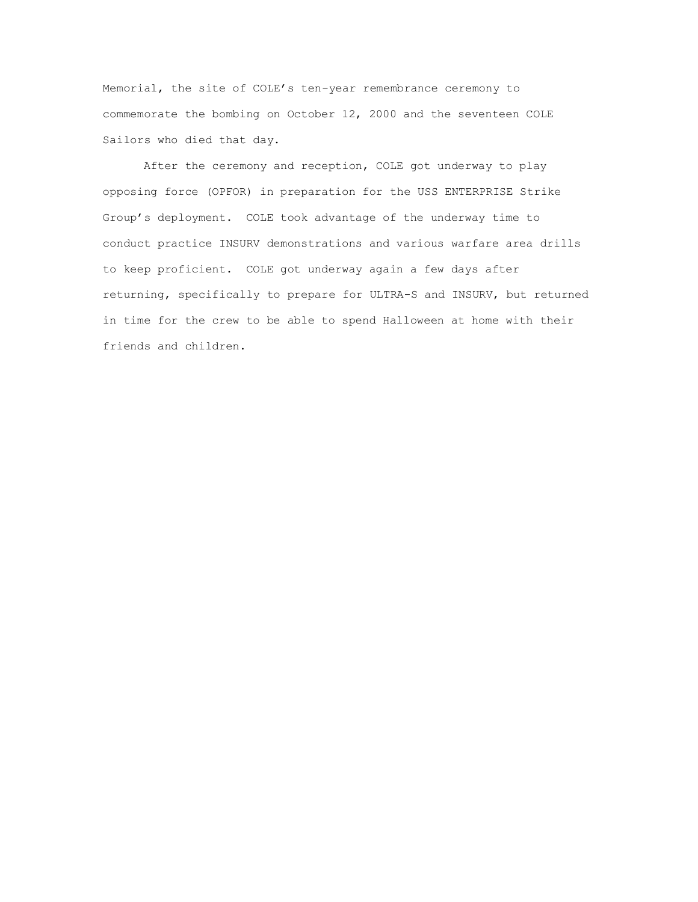Memorial, the site of COLE's ten-year remembrance ceremony to commemorate the bombing on October 12, 2000 and the seventeen COLE Sailors who died that day.

After the ceremony and reception, COLE got underway to play opposing force (OPFOR) in preparation for the USS ENTERPRISE Strike Group's deployment. COLE took advantage of the underway time to conduct practice INSURV demonstrations and various warfare area drills to keep proficient. COLE got underway again a few days after returning, specifically to prepare for ULTRA-S and INSURV, but returned in time for the crew to be able to spend Halloween at home with their friends and children.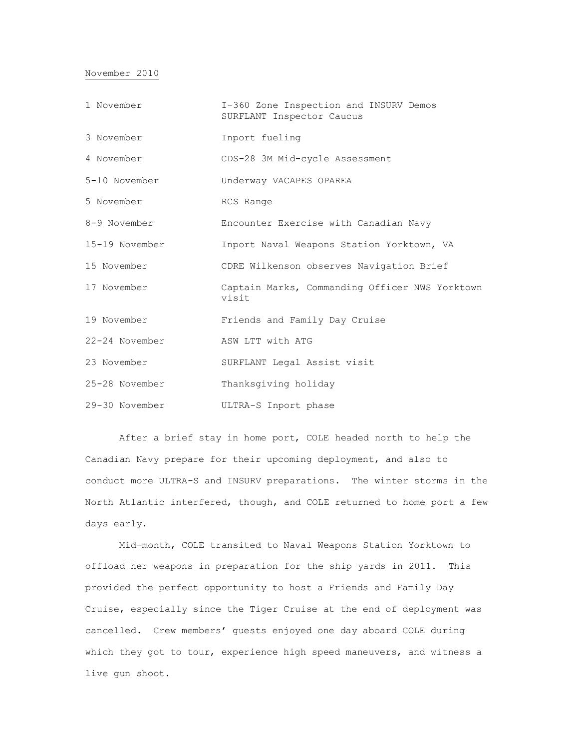<u>November 2010</u>

| | |
|---|---|
| 1 November | I-360 Zone Inspection and INSURV Demos<br>SURFLANT Inspector Caucus |
| 3 November | Inport fueling |
| 4 November | CDS-28 3M Mid-cycle Assessment |
| 5-10 November | Underway VACAPES OPAREA |
| 5 November | RCS Range |
| 8-9 November | Encounter Exercise with Canadian Navy |
| 15-19 November | Inport Naval Weapons Station Yorktown, VA |
| 15 November | CDRE Wilkenson observes Navigation Brief |
| 17 November | Captain Marks, Commanding Officer NWS Yorktown visit |
| 19 November | Friends and Family Day Cruise |
| 22-24 November | ASW LTT with ATG |
| 23 November | SURFLANT Legal Assist visit |
| 25-28 November | Thanksgiving holiday |
| 29-30 November | ULTRA-S Inport phase |

After a brief stay in home port, COLE headed north to help the Canadian Navy prepare for their upcoming deployment, and also to conduct more ULTRA-S and INSURV preparations. The winter storms in the North Atlantic interfered, though, and COLE returned to home port a few days early.

Mid-month, COLE transited to Naval Weapons Station Yorktown to offload her weapons in preparation for the ship yards in 2011. This provided the perfect opportunity to host a Friends and Family Day Cruise, especially since the Tiger Cruise at the end of deployment was cancelled. Crew members' guests enjoyed one day aboard COLE during which they got to tour, experience high speed maneuvers, and witness a live gun shoot.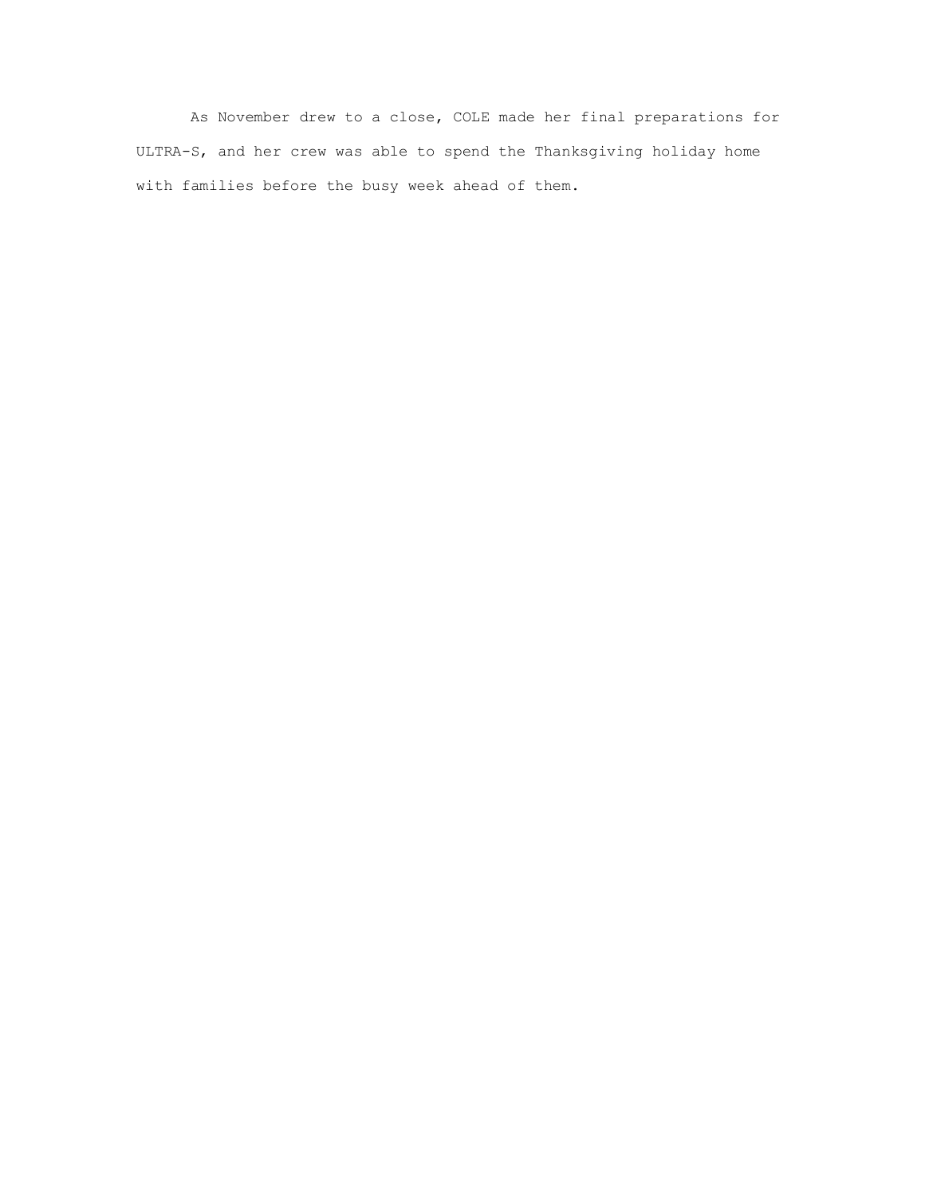As November drew to a close, COLE made her final preparations for ULTRA-S, and her crew was able to spend the Thanksgiving holiday home with families before the busy week ahead of them.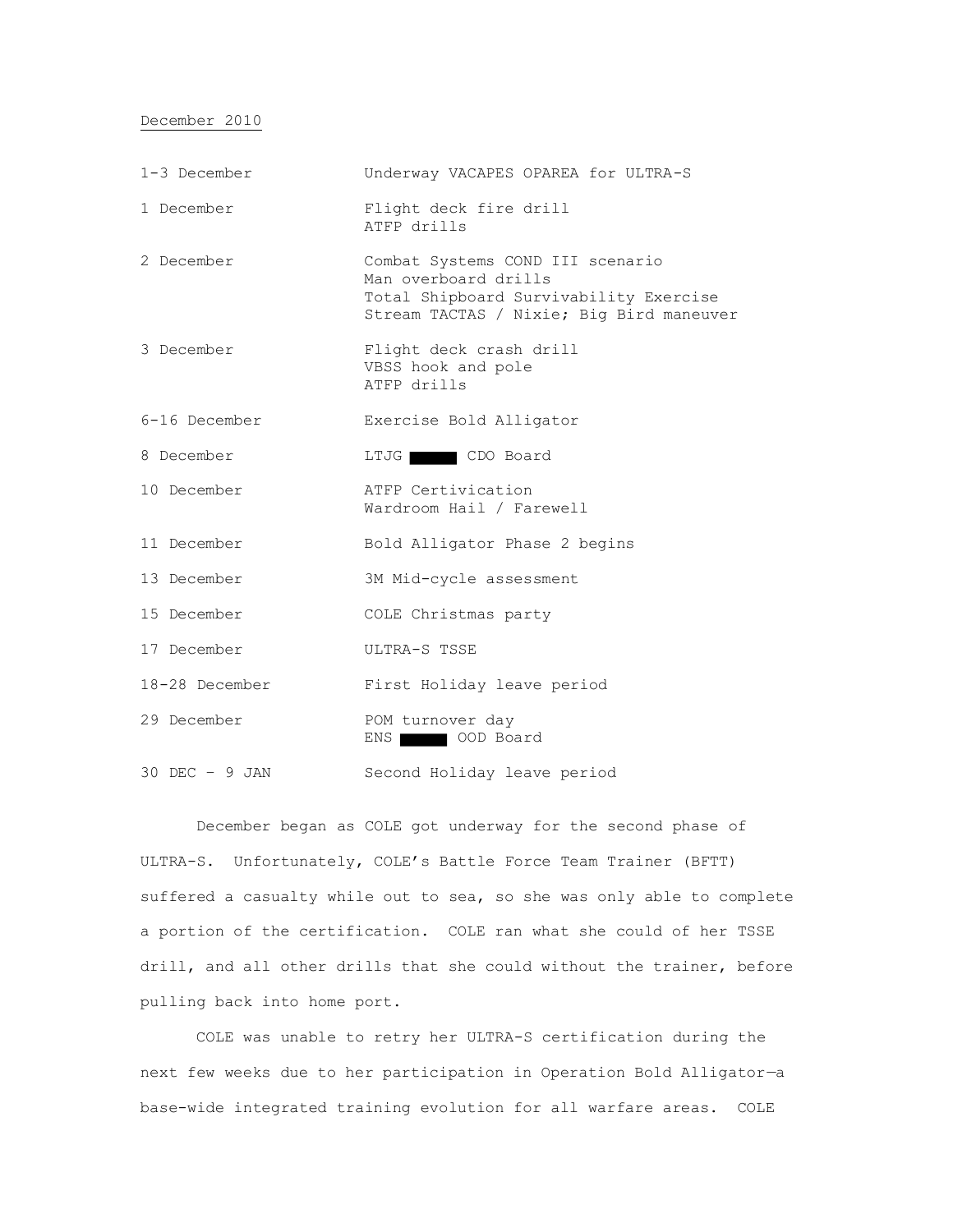December 2010

| | |
|---|---|
| 1-3 December | Underway VACAPES OPAREA for ULTRA-S |
| 1 December | Flight deck fire drill<br>ATFP drills |
| 2 December | Combat Systems COND III scenario<br>Man overboard drills<br>Total Shipboard Survivability Exercise<br>Stream TACTAS / Nixie; Big Bird maneuver |
| 3 December | Flight deck crash drill<br>VBSS hook and pole<br>ATFP drills |
| 6-16 December | Exercise Bold Alligator |
| 8 December | LTJG ██████ CDO Board |
| 10 December | ATFP Certivication<br>Wardroom Hail / Farewell |
| 11 December | Bold Alligator Phase 2 begins |
| 13 December | 3M Mid-cycle assessment |
| 15 December | COLE Christmas party |
| 17 December | ULTRA-S TSSE |
| 18-28 December | First Holiday leave period |
| 29 December | POM turnover day<br>ENS ██████ OOD Board |
| 30 DEC – 9 JAN | Second Holiday leave period |

December began as COLE got underway for the second phase of ULTRA-S. Unfortunately, COLE's Battle Force Team Trainer (BFTT) suffered a casualty while out to sea, so she was only able to complete a portion of the certification. COLE ran what she could of her TSSE drill, and all other drills that she could without the trainer, before pulling back into home port.

COLE was unable to retry her ULTRA-S certification during the next few weeks due to her participation in Operation Bold Alligator—a base-wide integrated training evolution for all warfare areas. COLE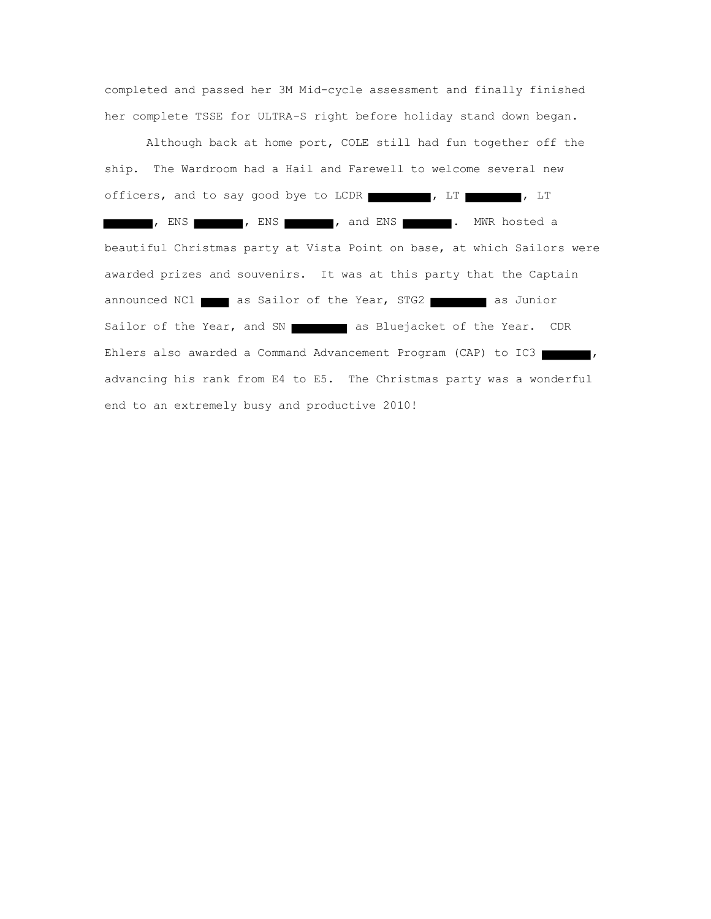completed and passed her 3M Mid-cycle assessment and finally finished her complete TSSE for ULTRA-S right before holiday stand down began.

Although back at home port, COLE still had fun together off the ship. The Wardroom had a Hail and Farewell to welcome several new officers, and to say good bye to LCDR ██████, LT ██████, LT ██████, ENS ██████, ENS ██████, and ENS ██████. MWR hosted a beautiful Christmas party at Vista Point on base, at which Sailors were awarded prizes and souvenirs. It was at this party that the Captain announced NC1 ███ as Sailor of the Year, STG2 ██████ as Junior Sailor of the Year, and SN ██████ as Bluejacket of the Year. CDR Ehlers also awarded a Command Advancement Program (CAP) to IC3 ██████, advancing his rank from E4 to E5. The Christmas party was a wonderful end to an extremely busy and productive 2010!